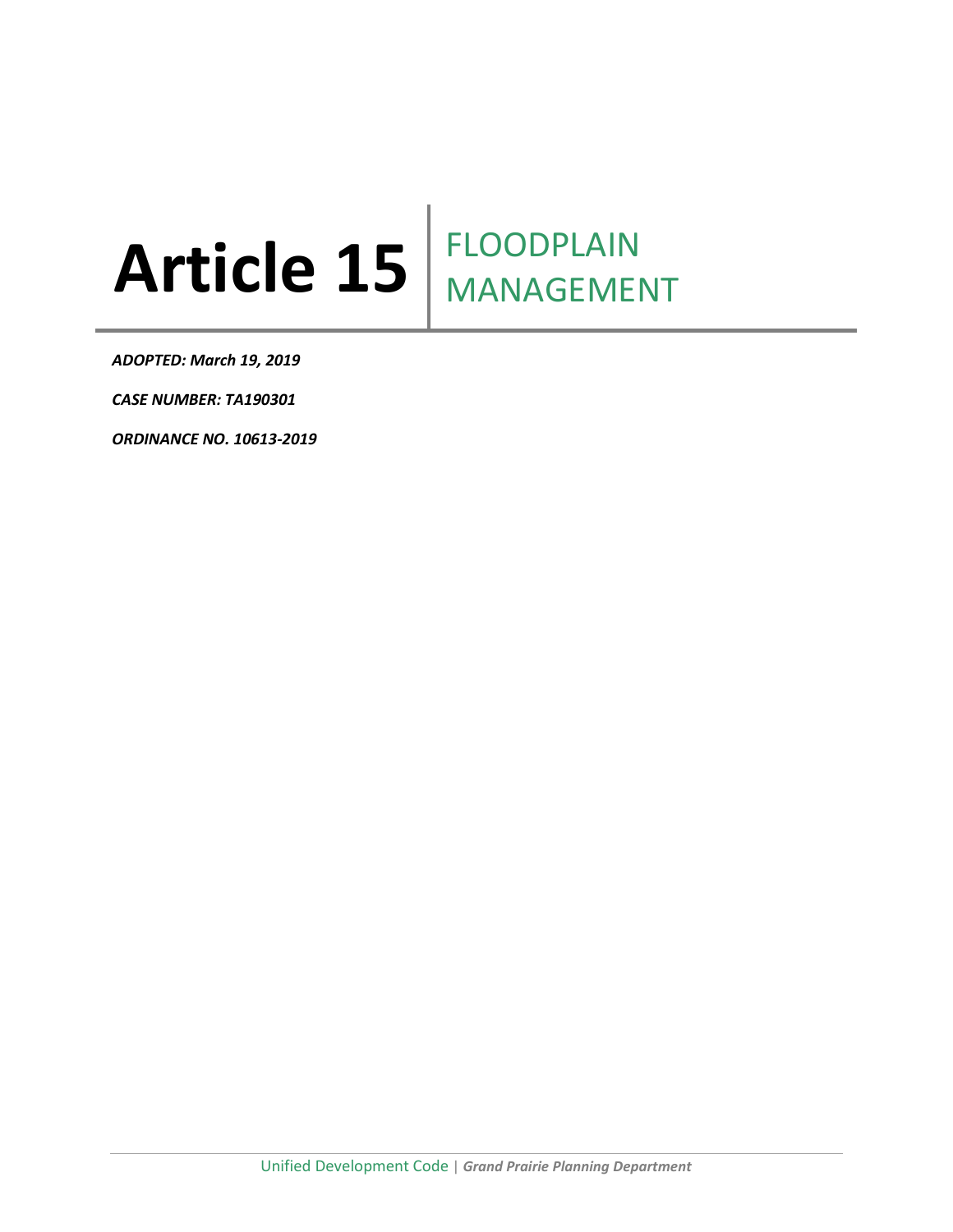# Article 15 FLOODPLAIN MANAGEMENT

***ADOPTED: March 19, 2019***

***CASE NUMBER: TA190301***

***ORDINANCE NO. 10613-2019***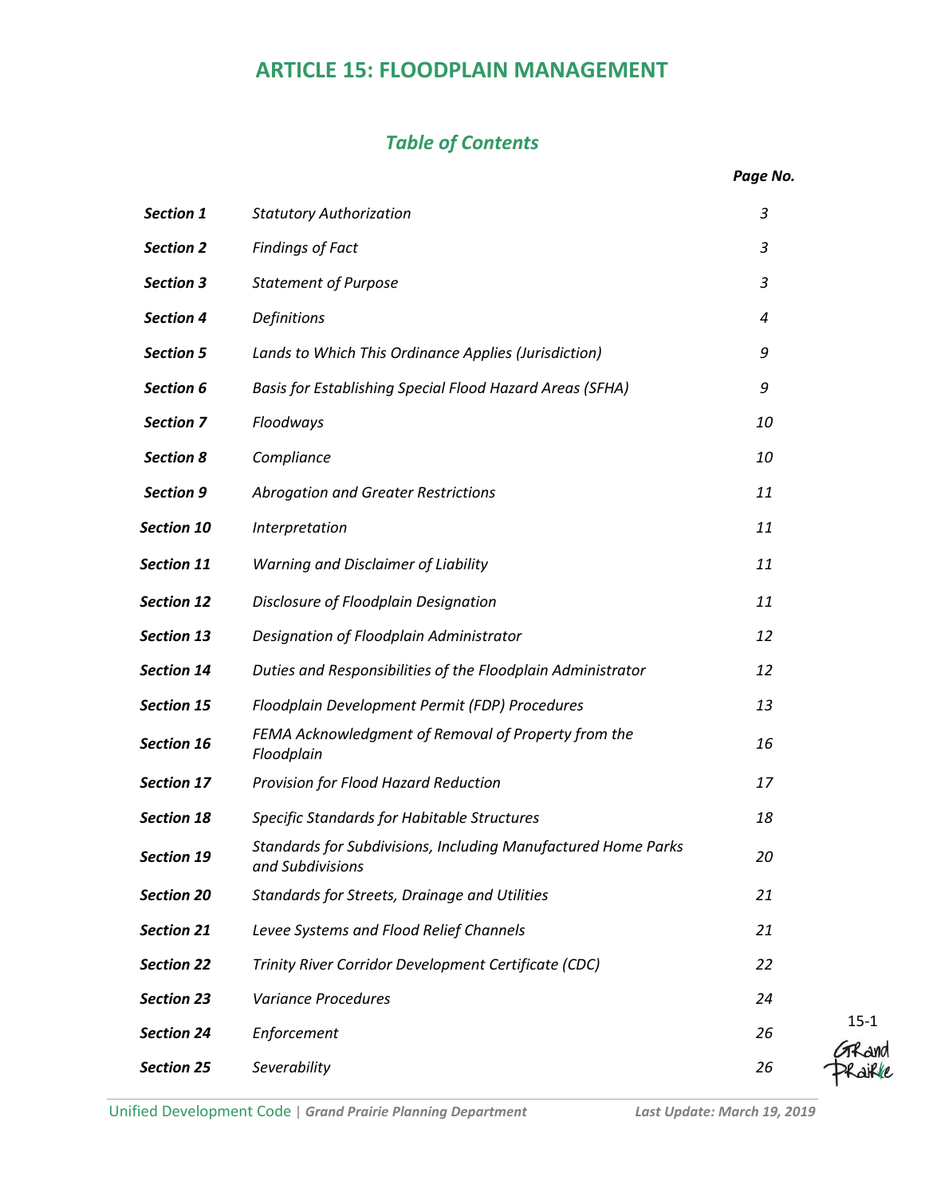# ARTICLE 15: FLOODPLAIN MANAGEMENT

## *Table of Contents*

| | | Page No. |
|---|---|---|
| ***Section 1*** | *Statutory Authorization* | *3* |
| ***Section 2*** | *Findings of Fact* | *3* |
| ***Section 3*** | *Statement of Purpose* | *3* |
| ***Section 4*** | *Definitions* | *4* |
| ***Section 5*** | *Lands to Which This Ordinance Applies (Jurisdiction)* | *9* |
| ***Section 6*** | *Basis for Establishing Special Flood Hazard Areas (SFHA)* | *9* |
| ***Section 7*** | *Floodways* | *10* |
| ***Section 8*** | *Compliance* | *10* |
| ***Section 9*** | *Abrogation and Greater Restrictions* | *11* |
| ***Section 10*** | *Interpretation* | *11* |
| ***Section 11*** | *Warning and Disclaimer of Liability* | *11* |
| ***Section 12*** | *Disclosure of Floodplain Designation* | *11* |
| ***Section 13*** | *Designation of Floodplain Administrator* | *12* |
| ***Section 14*** | *Duties and Responsibilities of the Floodplain Administrator* | *12* |
| ***Section 15*** | *Floodplain Development Permit (FDP) Procedures* | *13* |
| ***Section 16*** | *FEMA Acknowledgment of Removal of Property from the Floodplain* | *16* |
| ***Section 17*** | *Provision for Flood Hazard Reduction* | *17* |
| ***Section 18*** | *Specific Standards for Habitable Structures* | *18* |
| ***Section 19*** | *Standards for Subdivisions, Including Manufactured Home Parks and Subdivisions* | *20* |
| ***Section 20*** | *Standards for Streets, Drainage and Utilities* | *21* |
| ***Section 21*** | *Levee Systems and Flood Relief Channels* | *21* |
| ***Section 22*** | *Trinity River Corridor Development Certificate (CDC)* | *22* |
| ***Section 23*** | *Variance Procedures* | *24* |
| ***Section 24*** | *Enforcement* | *26* |
| ***Section 25*** | *Severability* | *26* |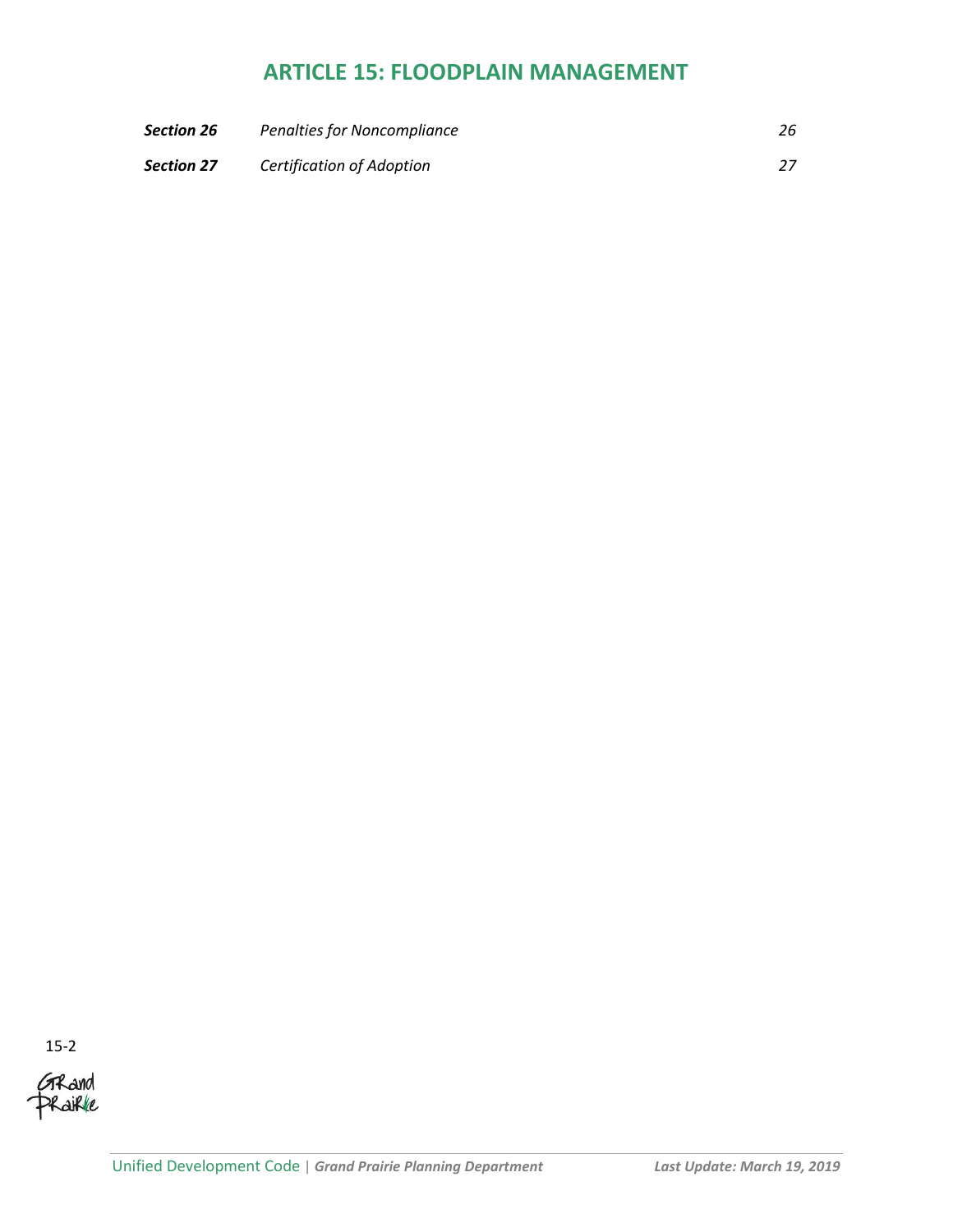# ARTICLE 15: FLOODPLAIN MANAGEMENT

| | | |
|---|---|---|
| ***Section 26*** | *Penalties for Noncompliance* | *26* |
| ***Section 27*** | *Certification of Adoption* | *27* |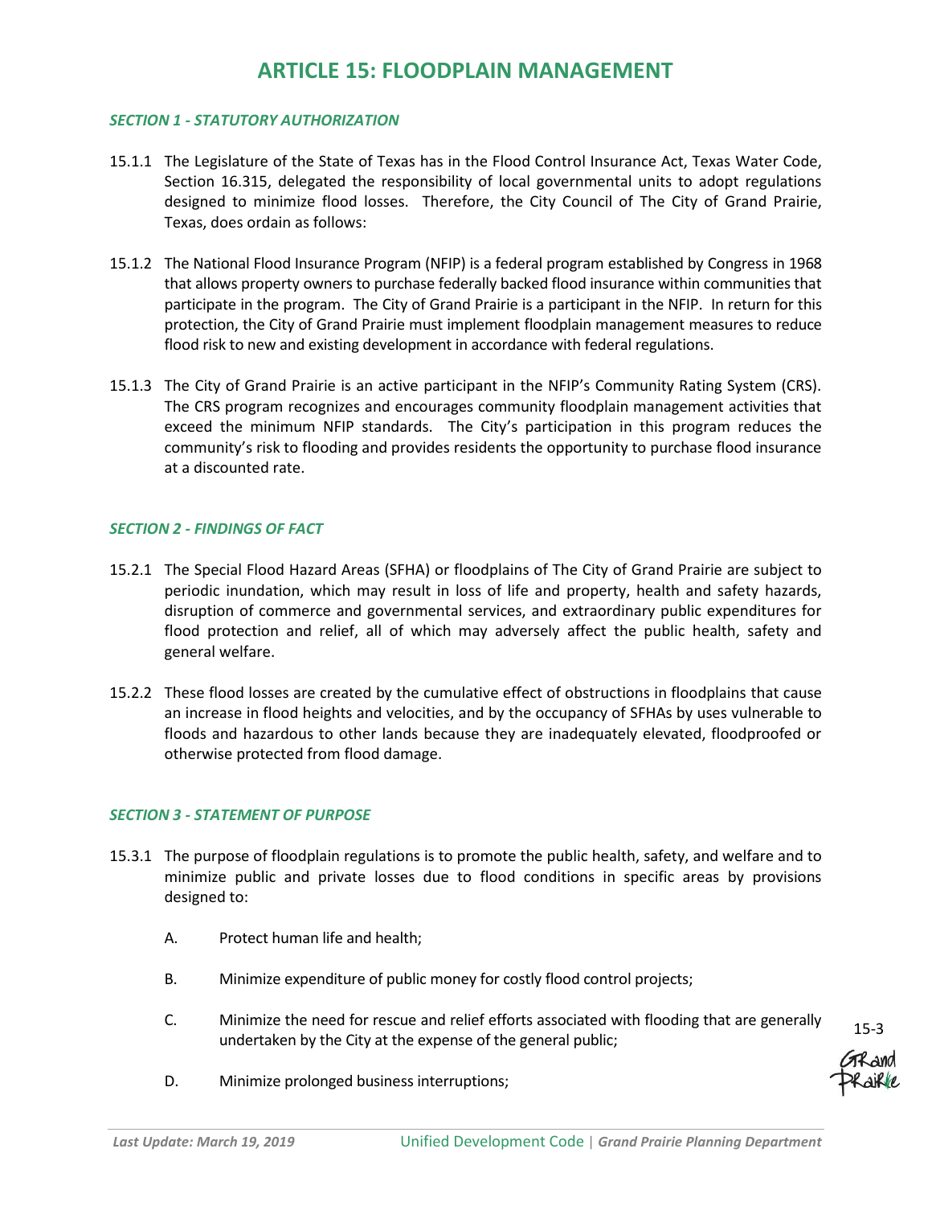# ARTICLE 15: FLOODPLAIN MANAGEMENT

### *SECTION 1 - STATUTORY AUTHORIZATION*

15.1.1 The Legislature of the State of Texas has in the Flood Control Insurance Act, Texas Water Code, Section 16.315, delegated the responsibility of local governmental units to adopt regulations designed to minimize flood losses. Therefore, the City Council of The City of Grand Prairie, Texas, does ordain as follows:

15.1.2 The National Flood Insurance Program (NFIP) is a federal program established by Congress in 1968 that allows property owners to purchase federally backed flood insurance within communities that participate in the program. The City of Grand Prairie is a participant in the NFIP. In return for this protection, the City of Grand Prairie must implement floodplain management measures to reduce flood risk to new and existing development in accordance with federal regulations.

15.1.3 The City of Grand Prairie is an active participant in the NFIP's Community Rating System (CRS). The CRS program recognizes and encourages community floodplain management activities that exceed the minimum NFIP standards. The City's participation in this program reduces the community's risk to flooding and provides residents the opportunity to purchase flood insurance at a discounted rate.

### *SECTION 2 - FINDINGS OF FACT*

15.2.1 The Special Flood Hazard Areas (SFHA) or floodplains of The City of Grand Prairie are subject to periodic inundation, which may result in loss of life and property, health and safety hazards, disruption of commerce and governmental services, and extraordinary public expenditures for flood protection and relief, all of which may adversely affect the public health, safety and general welfare.

15.2.2 These flood losses are created by the cumulative effect of obstructions in floodplains that cause an increase in flood heights and velocities, and by the occupancy of SFHAs by uses vulnerable to floods and hazardous to other lands because they are inadequately elevated, floodproofed or otherwise protected from flood damage.

### *SECTION 3 - STATEMENT OF PURPOSE*

15.3.1 The purpose of floodplain regulations is to promote the public health, safety, and welfare and to minimize public and private losses due to flood conditions in specific areas by provisions designed to:

A. Protect human life and health;

B. Minimize expenditure of public money for costly flood control projects;

C. Minimize the need for rescue and relief efforts associated with flooding that are generally undertaken by the City at the expense of the general public;

D. Minimize prolonged business interruptions;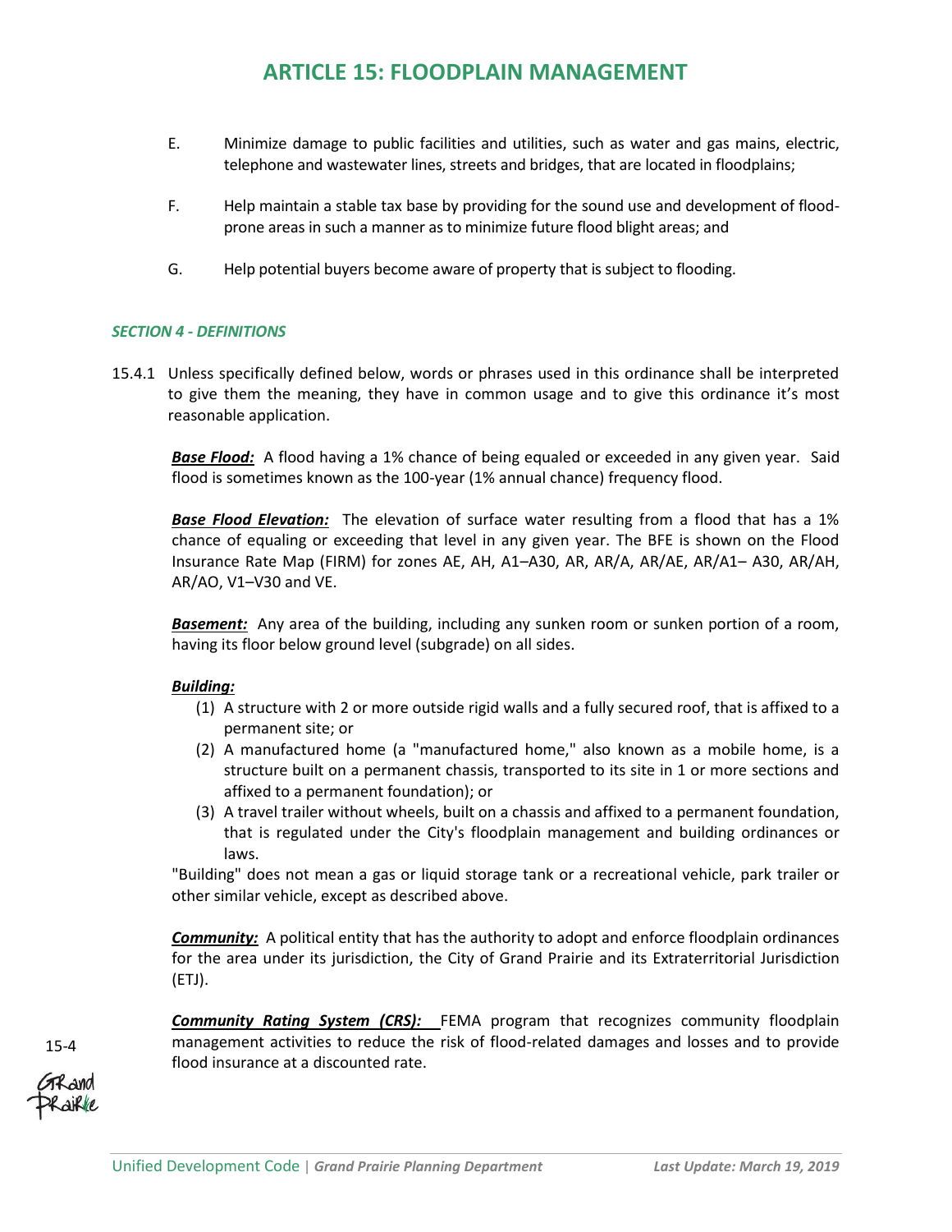E. Minimize damage to public facilities and utilities, such as water and gas mains, electric, telephone and wastewater lines, streets and bridges, that are located in floodplains;

F. Help maintain a stable tax base by providing for the sound use and development of flood-prone areas in such a manner as to minimize future flood blight areas; and

G. Help potential buyers become aware of property that is subject to flooding.

### *SECTION 4 - DEFINITIONS*

15.4.1 Unless specifically defined below, words or phrases used in this ordinance shall be interpreted to give them the meaning, they have in common usage and to give this ordinance it's most reasonable application.

***Base Flood:*** A flood having a 1% chance of being equaled or exceeded in any given year. Said flood is sometimes known as the 100-year (1% annual chance) frequency flood.

***Base Flood Elevation:*** The elevation of surface water resulting from a flood that has a 1% chance of equaling or exceeding that level in any given year. The BFE is shown on the Flood Insurance Rate Map (FIRM) for zones AE, AH, A1–A30, AR, AR/A, AR/AE, AR/A1– A30, AR/AH, AR/AO, V1–V30 and VE.

***Basement:*** Any area of the building, including any sunken room or sunken portion of a room, having its floor below ground level (subgrade) on all sides.

***Building:***

(1) A structure with 2 or more outside rigid walls and a fully secured roof, that is affixed to a permanent site; or
(2) A manufactured home (a "manufactured home," also known as a mobile home, is a structure built on a permanent chassis, transported to its site in 1 or more sections and affixed to a permanent foundation); or
(3) A travel trailer without wheels, built on a chassis and affixed to a permanent foundation, that is regulated under the City's floodplain management and building ordinances or laws.

"Building" does not mean a gas or liquid storage tank or a recreational vehicle, park trailer or other similar vehicle, except as described above.

***Community:*** A political entity that has the authority to adopt and enforce floodplain ordinances for the area under its jurisdiction, the City of Grand Prairie and its Extraterritorial Jurisdiction (ETJ).

***Community Rating System (CRS):*** FEMA program that recognizes community floodplain management activities to reduce the risk of flood-related damages and losses and to provide flood insurance at a discounted rate.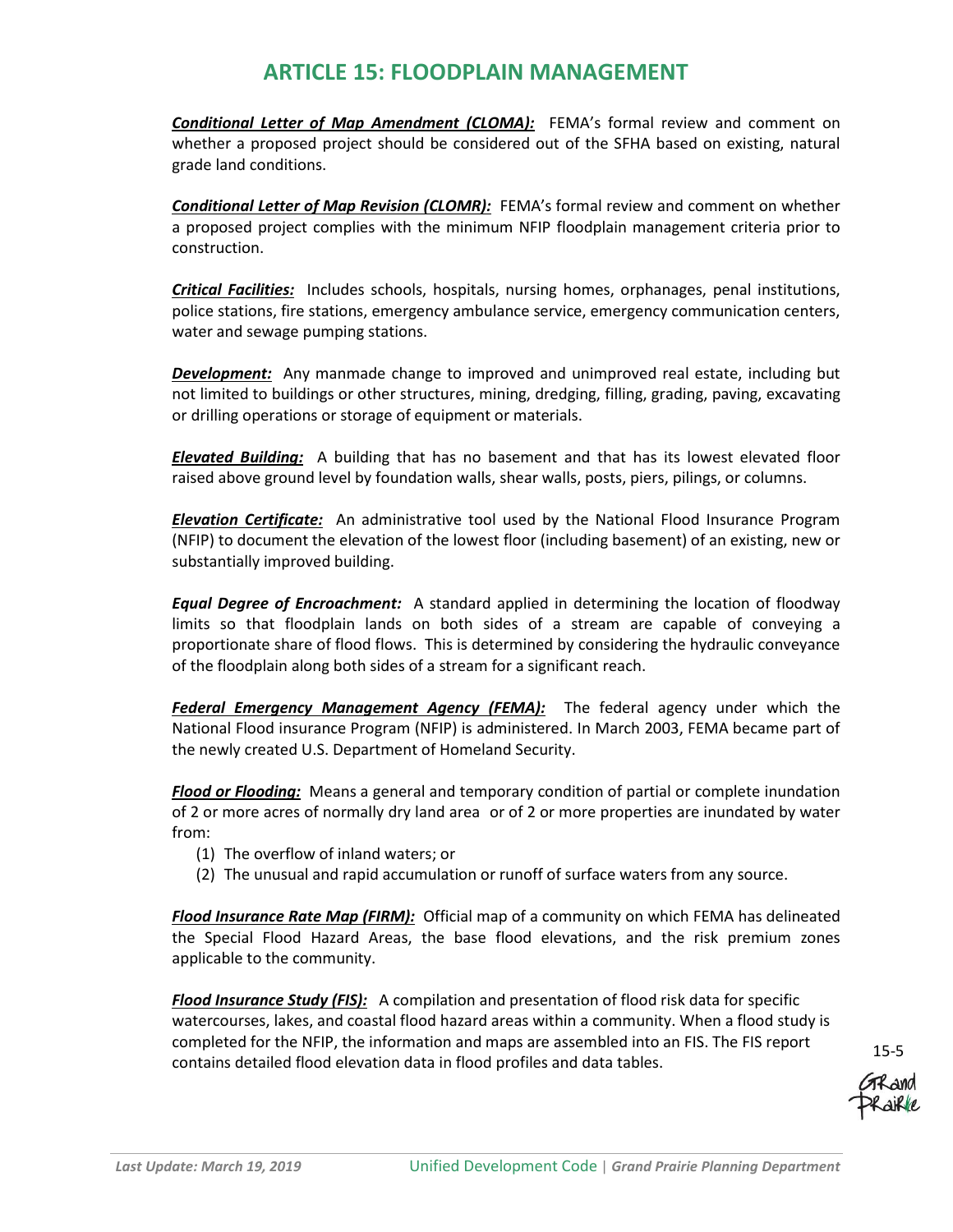# ARTICLE 15: FLOODPLAIN MANAGEMENT

***Conditional Letter of Map Amendment (CLOMA):*** FEMA's formal review and comment on whether a proposed project should be considered out of the SFHA based on existing, natural grade land conditions.

***Conditional Letter of Map Revision (CLOMR):*** FEMA's formal review and comment on whether a proposed project complies with the minimum NFIP floodplain management criteria prior to construction.

***Critical Facilities:*** Includes schools, hospitals, nursing homes, orphanages, penal institutions, police stations, fire stations, emergency ambulance service, emergency communication centers, water and sewage pumping stations.

***Development:*** Any manmade change to improved and unimproved real estate, including but not limited to buildings or other structures, mining, dredging, filling, grading, paving, excavating or drilling operations or storage of equipment or materials.

***Elevated Building:*** A building that has no basement and that has its lowest elevated floor raised above ground level by foundation walls, shear walls, posts, piers, pilings, or columns.

***Elevation Certificate:*** An administrative tool used by the National Flood Insurance Program (NFIP) to document the elevation of the lowest floor (including basement) of an existing, new or substantially improved building.

***Equal Degree of Encroachment:*** A standard applied in determining the location of floodway limits so that floodplain lands on both sides of a stream are capable of conveying a proportionate share of flood flows. This is determined by considering the hydraulic conveyance of the floodplain along both sides of a stream for a significant reach.

***Federal Emergency Management Agency (FEMA):*** The federal agency under which the National Flood insurance Program (NFIP) is administered. In March 2003, FEMA became part of the newly created U.S. Department of Homeland Security.

***Flood or Flooding:*** Means a general and temporary condition of partial or complete inundation of 2 or more acres of normally dry land area or of 2 or more properties are inundated by water from:

(1) The overflow of inland waters; or
(2) The unusual and rapid accumulation or runoff of surface waters from any source.

***Flood Insurance Rate Map (FIRM):*** Official map of a community on which FEMA has delineated the Special Flood Hazard Areas, the base flood elevations, and the risk premium zones applicable to the community.

***Flood Insurance Study (FIS):*** A compilation and presentation of flood risk data for specific watercourses, lakes, and coastal flood hazard areas within a community. When a flood study is completed for the NFIP, the information and maps are assembled into an FIS. The FIS report contains detailed flood elevation data in flood profiles and data tables.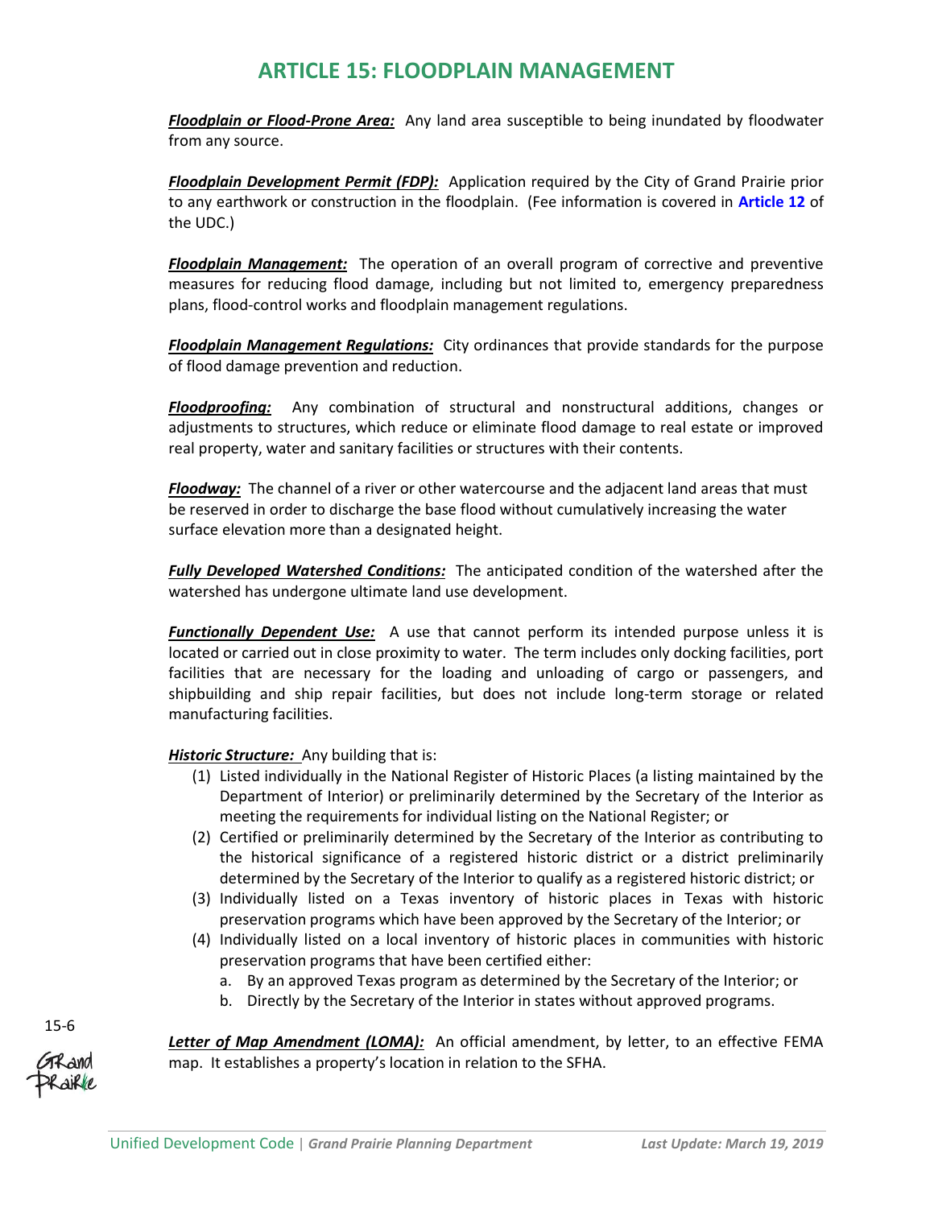# ARTICLE 15: FLOODPLAIN MANAGEMENT

***Floodplain or Flood-Prone Area:*** Any land area susceptible to being inundated by floodwater from any source.

***Floodplain Development Permit (FDP):*** Application required by the City of Grand Prairie prior to any earthwork or construction in the floodplain. (Fee information is covered in **Article 12** of the UDC.)

***Floodplain Management:*** The operation of an overall program of corrective and preventive measures for reducing flood damage, including but not limited to, emergency preparedness plans, flood-control works and floodplain management regulations.

***Floodplain Management Regulations:*** City ordinances that provide standards for the purpose of flood damage prevention and reduction.

***Floodproofing:*** Any combination of structural and nonstructural additions, changes or adjustments to structures, which reduce or eliminate flood damage to real estate or improved real property, water and sanitary facilities or structures with their contents.

***Floodway:*** The channel of a river or other watercourse and the adjacent land areas that must be reserved in order to discharge the base flood without cumulatively increasing the water surface elevation more than a designated height.

***Fully Developed Watershed Conditions:*** The anticipated condition of the watershed after the watershed has undergone ultimate land use development.

***Functionally Dependent Use:*** A use that cannot perform its intended purpose unless it is located or carried out in close proximity to water. The term includes only docking facilities, port facilities that are necessary for the loading and unloading of cargo or passengers, and shipbuilding and ship repair facilities, but does not include long-term storage or related manufacturing facilities.

***Historic Structure:*** Any building that is:

1. Listed individually in the National Register of Historic Places (a listing maintained by the Department of Interior) or preliminarily determined by the Secretary of the Interior as meeting the requirements for individual listing on the National Register; or
2. Certified or preliminarily determined by the Secretary of the Interior as contributing to the historical significance of a registered historic district or a district preliminarily determined by the Secretary of the Interior to qualify as a registered historic district; or
3. Individually listed on a Texas inventory of historic places in Texas with historic preservation programs which have been approved by the Secretary of the Interior; or
4. Individually listed on a local inventory of historic places in communities with historic preservation programs that have been certified either:
   a. By an approved Texas program as determined by the Secretary of the Interior; or
   b. Directly by the Secretary of the Interior in states without approved programs.

***Letter of Map Amendment (LOMA):*** An official amendment, by letter, to an effective FEMA map. It establishes a property's location in relation to the SFHA.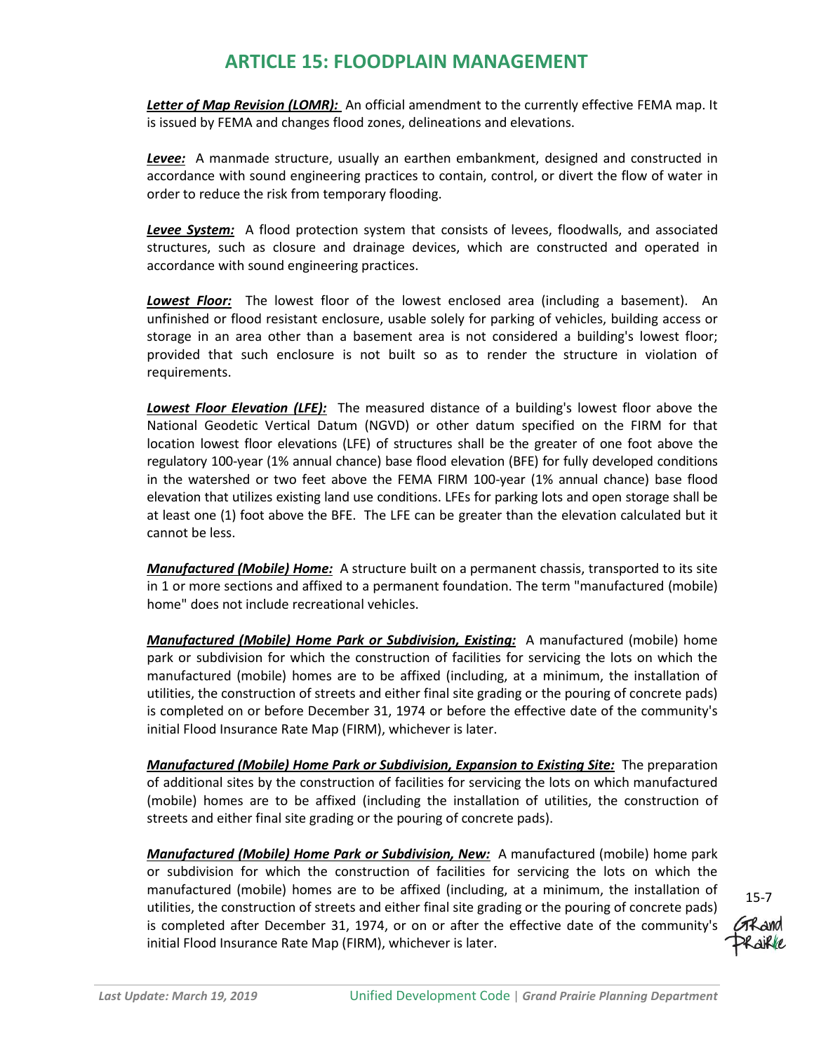***Letter of Map Revision (LOMR):*** An official amendment to the currently effective FEMA map. It is issued by FEMA and changes flood zones, delineations and elevations.

***Levee:*** A manmade structure, usually an earthen embankment, designed and constructed in accordance with sound engineering practices to contain, control, or divert the flow of water in order to reduce the risk from temporary flooding.

***Levee System:*** A flood protection system that consists of levees, floodwalls, and associated structures, such as closure and drainage devices, which are constructed and operated in accordance with sound engineering practices.

***Lowest Floor:*** The lowest floor of the lowest enclosed area (including a basement). An unfinished or flood resistant enclosure, usable solely for parking of vehicles, building access or storage in an area other than a basement area is not considered a building's lowest floor; provided that such enclosure is not built so as to render the structure in violation of requirements.

***Lowest Floor Elevation (LFE):*** The measured distance of a building's lowest floor above the National Geodetic Vertical Datum (NGVD) or other datum specified on the FIRM for that location lowest floor elevations (LFE) of structures shall be the greater of one foot above the regulatory 100-year (1% annual chance) base flood elevation (BFE) for fully developed conditions in the watershed or two feet above the FEMA FIRM 100-year (1% annual chance) base flood elevation that utilizes existing land use conditions. LFEs for parking lots and open storage shall be at least one (1) foot above the BFE. The LFE can be greater than the elevation calculated but it cannot be less.

***Manufactured (Mobile) Home:*** A structure built on a permanent chassis, transported to its site in 1 or more sections and affixed to a permanent foundation. The term "manufactured (mobile) home" does not include recreational vehicles.

***Manufactured (Mobile) Home Park or Subdivision, Existing:*** A manufactured (mobile) home park or subdivision for which the construction of facilities for servicing the lots on which the manufactured (mobile) homes are to be affixed (including, at a minimum, the installation of utilities, the construction of streets and either final site grading or the pouring of concrete pads) is completed on or before December 31, 1974 or before the effective date of the community's initial Flood Insurance Rate Map (FIRM), whichever is later.

***Manufactured (Mobile) Home Park or Subdivision, Expansion to Existing Site:*** The preparation of additional sites by the construction of facilities for servicing the lots on which manufactured (mobile) homes are to be affixed (including the installation of utilities, the construction of streets and either final site grading or the pouring of concrete pads).

***Manufactured (Mobile) Home Park or Subdivision, New:*** A manufactured (mobile) home park or subdivision for which the construction of facilities for servicing the lots on which the manufactured (mobile) homes are to be affixed (including, at a minimum, the installation of utilities, the construction of streets and either final site grading or the pouring of concrete pads) is completed after December 31, 1974, or on or after the effective date of the community's initial Flood Insurance Rate Map (FIRM), whichever is later.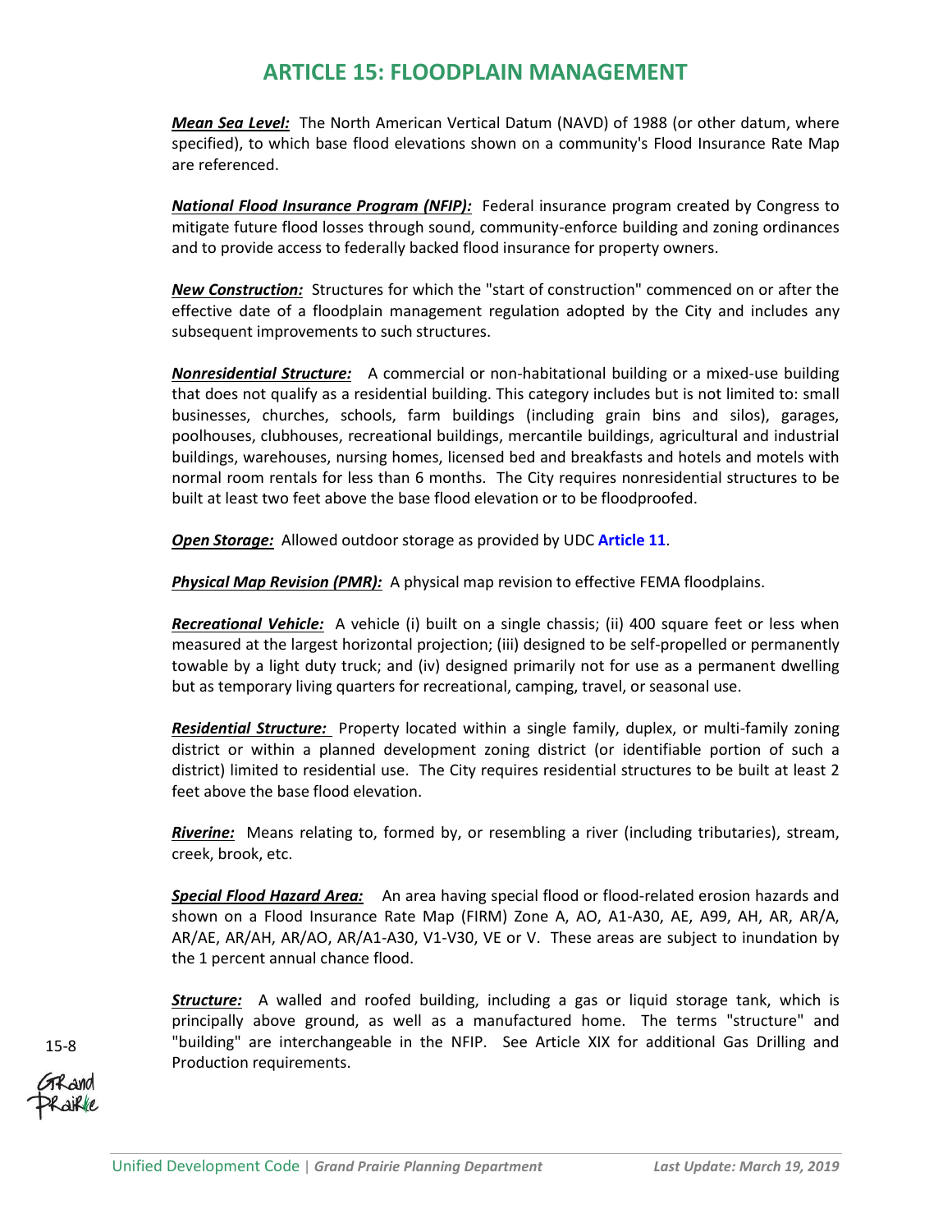***Mean Sea Level:*** The North American Vertical Datum (NAVD) of 1988 (or other datum, where specified), to which base flood elevations shown on a community's Flood Insurance Rate Map are referenced.

***National Flood Insurance Program (NFIP):*** Federal insurance program created by Congress to mitigate future flood losses through sound, community-enforce building and zoning ordinances and to provide access to federally backed flood insurance for property owners.

***New Construction:*** Structures for which the "start of construction" commenced on or after the effective date of a floodplain management regulation adopted by the City and includes any subsequent improvements to such structures.

***Nonresidential Structure:*** A commercial or non-habitational building or a mixed-use building that does not qualify as a residential building. This category includes but is not limited to: small businesses, churches, schools, farm buildings (including grain bins and silos), garages, poolhouses, clubhouses, recreational buildings, mercantile buildings, agricultural and industrial buildings, warehouses, nursing homes, licensed bed and breakfasts and hotels and motels with normal room rentals for less than 6 months. The City requires nonresidential structures to be built at least two feet above the base flood elevation or to be floodproofed.

***Open Storage:*** Allowed outdoor storage as provided by UDC **Article 11**.

***Physical Map Revision (PMR):*** A physical map revision to effective FEMA floodplains.

***Recreational Vehicle:*** A vehicle (i) built on a single chassis; (ii) 400 square feet or less when measured at the largest horizontal projection; (iii) designed to be self-propelled or permanently towable by a light duty truck; and (iv) designed primarily not for use as a permanent dwelling but as temporary living quarters for recreational, camping, travel, or seasonal use.

***Residential Structure:*** Property located within a single family, duplex, or multi-family zoning district or within a planned development zoning district (or identifiable portion of such a district) limited to residential use. The City requires residential structures to be built at least 2 feet above the base flood elevation.

***Riverine:*** Means relating to, formed by, or resembling a river (including tributaries), stream, creek, brook, etc.

***Special Flood Hazard Area:*** An area having special flood or flood-related erosion hazards and shown on a Flood Insurance Rate Map (FIRM) Zone A, AO, A1-A30, AE, A99, AH, AR, AR/A, AR/AE, AR/AH, AR/AO, AR/A1-A30, V1-V30, VE or V. These areas are subject to inundation by the 1 percent annual chance flood.

***Structure:*** A walled and roofed building, including a gas or liquid storage tank, which is principally above ground, as well as a manufactured home. The terms "structure" and "building" are interchangeable in the NFIP. See Article XIX for additional Gas Drilling and Production requirements.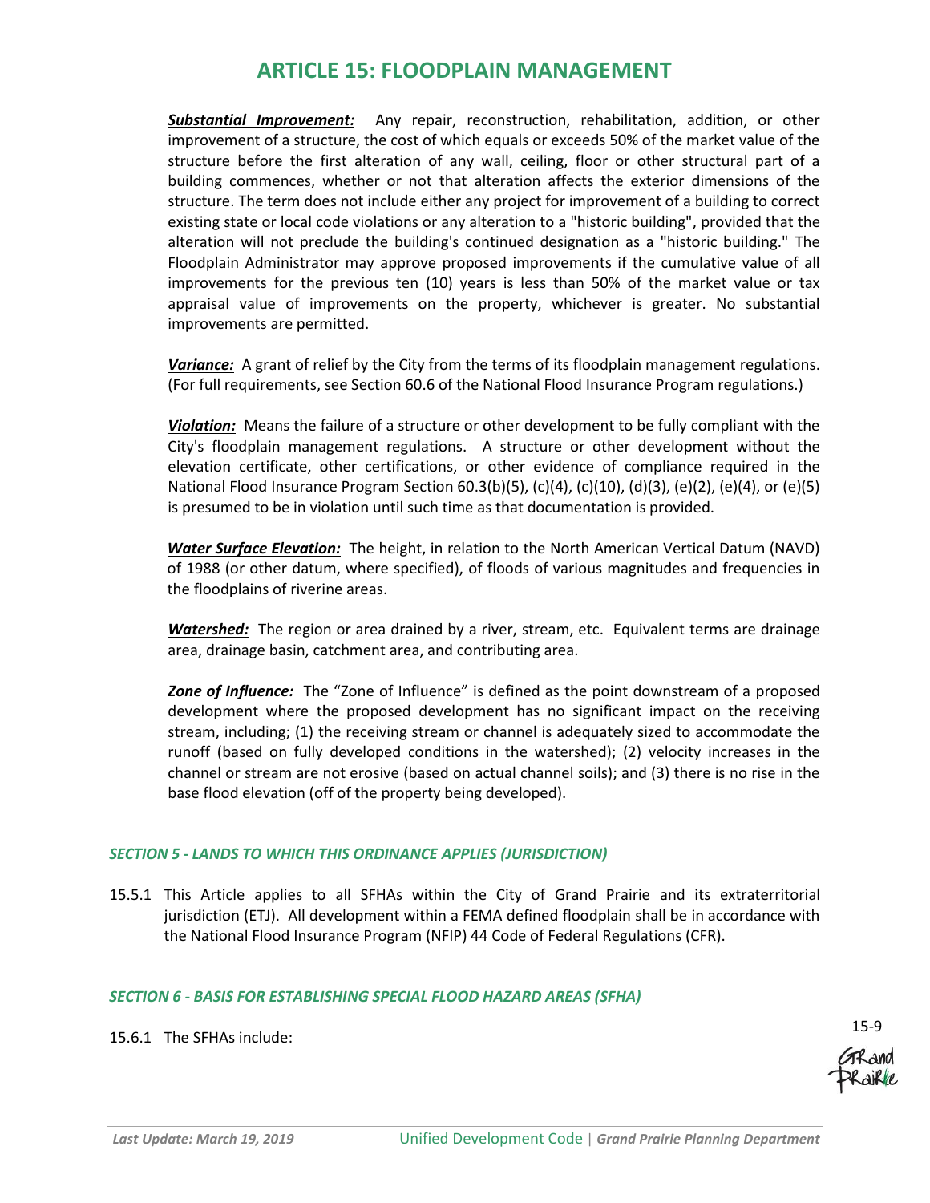***Substantial Improvement:*** Any repair, reconstruction, rehabilitation, addition, or other improvement of a structure, the cost of which equals or exceeds 50% of the market value of the structure before the first alteration of any wall, ceiling, floor or other structural part of a building commences, whether or not that alteration affects the exterior dimensions of the structure. The term does not include either any project for improvement of a building to correct existing state or local code violations or any alteration to a "historic building", provided that the alteration will not preclude the building's continued designation as a "historic building." The Floodplain Administrator may approve proposed improvements if the cumulative value of all improvements for the previous ten (10) years is less than 50% of the market value or tax appraisal value of improvements on the property, whichever is greater. No substantial improvements are permitted.

***Variance:*** A grant of relief by the City from the terms of its floodplain management regulations. (For full requirements, see Section 60.6 of the National Flood Insurance Program regulations.)

***Violation:*** Means the failure of a structure or other development to be fully compliant with the City's floodplain management regulations. A structure or other development without the elevation certificate, other certifications, or other evidence of compliance required in the National Flood Insurance Program Section 60.3(b)(5), (c)(4), (c)(10), (d)(3), (e)(2), (e)(4), or (e)(5) is presumed to be in violation until such time as that documentation is provided.

***Water Surface Elevation:*** The height, in relation to the North American Vertical Datum (NAVD) of 1988 (or other datum, where specified), of floods of various magnitudes and frequencies in the floodplains of riverine areas.

***Watershed:*** The region or area drained by a river, stream, etc. Equivalent terms are drainage area, drainage basin, catchment area, and contributing area.

***Zone of Influence:*** The "Zone of Influence" is defined as the point downstream of a proposed development where the proposed development has no significant impact on the receiving stream, including; (1) the receiving stream or channel is adequately sized to accommodate the runoff (based on fully developed conditions in the watershed); (2) velocity increases in the channel or stream are not erosive (based on actual channel soils); and (3) there is no rise in the base flood elevation (off of the property being developed).

### *SECTION 5 - LANDS TO WHICH THIS ORDINANCE APPLIES (JURISDICTION)*

15.5.1 This Article applies to all SFHAs within the City of Grand Prairie and its extraterritorial jurisdiction (ETJ). All development within a FEMA defined floodplain shall be in accordance with the National Flood Insurance Program (NFIP) 44 Code of Federal Regulations (CFR).

### *SECTION 6 - BASIS FOR ESTABLISHING SPECIAL FLOOD HAZARD AREAS (SFHA)*

15.6.1 The SFHAs include: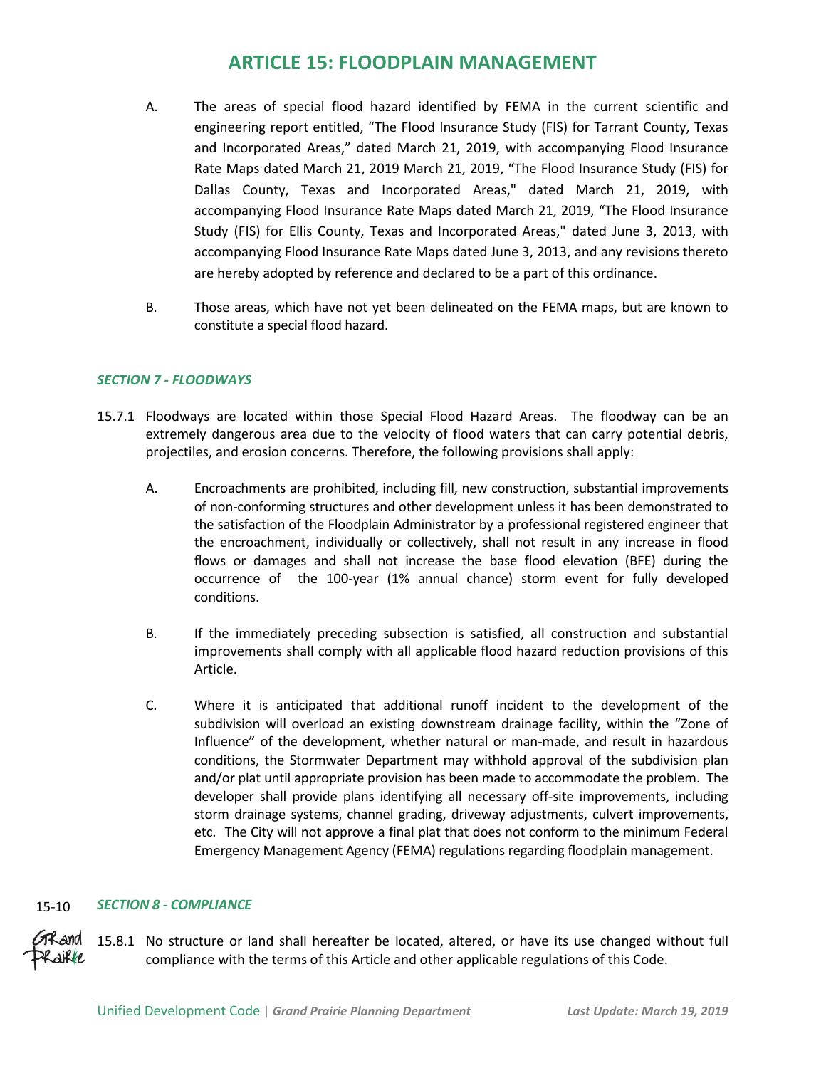A. The areas of special flood hazard identified by FEMA in the current scientific and engineering report entitled, "The Flood Insurance Study (FIS) for Tarrant County, Texas and Incorporated Areas," dated March 21, 2019, with accompanying Flood Insurance Rate Maps dated March 21, 2019 March 21, 2019, "The Flood Insurance Study (FIS) for Dallas County, Texas and Incorporated Areas," dated March 21, 2019, with accompanying Flood Insurance Rate Maps dated March 21, 2019, "The Flood Insurance Study (FIS) for Ellis County, Texas and Incorporated Areas," dated June 3, 2013, with accompanying Flood Insurance Rate Maps dated June 3, 2013, and any revisions thereto are hereby adopted by reference and declared to be a part of this ordinance.

B. Those areas, which have not yet been delineated on the FEMA maps, but are known to constitute a special flood hazard.

### *SECTION 7 - FLOODWAYS*

15.7.1 Floodways are located within those Special Flood Hazard Areas. The floodway can be an extremely dangerous area due to the velocity of flood waters that can carry potential debris, projectiles, and erosion concerns. Therefore, the following provisions shall apply:

A. Encroachments are prohibited, including fill, new construction, substantial improvements of non-conforming structures and other development unless it has been demonstrated to the satisfaction of the Floodplain Administrator by a professional registered engineer that the encroachment, individually or collectively, shall not result in any increase in flood flows or damages and shall not increase the base flood elevation (BFE) during the occurrence of the 100-year (1% annual chance) storm event for fully developed conditions.

B. If the immediately preceding subsection is satisfied, all construction and substantial improvements shall comply with all applicable flood hazard reduction provisions of this Article.

C. Where it is anticipated that additional runoff incident to the development of the subdivision will overload an existing downstream drainage facility, within the "Zone of Influence" of the development, whether natural or man-made, and result in hazardous conditions, the Stormwater Department may withhold approval of the subdivision plan and/or plat until appropriate provision has been made to accommodate the problem. The developer shall provide plans identifying all necessary off-site improvements, including storm drainage systems, channel grading, driveway adjustments, culvert improvements, etc. The City will not approve a final plat that does not conform to the minimum Federal Emergency Management Agency (FEMA) regulations regarding floodplain management.

### *SECTION 8 - COMPLIANCE*

15.8.1 No structure or land shall hereafter be located, altered, or have its use changed without full compliance with the terms of this Article and other applicable regulations of this Code.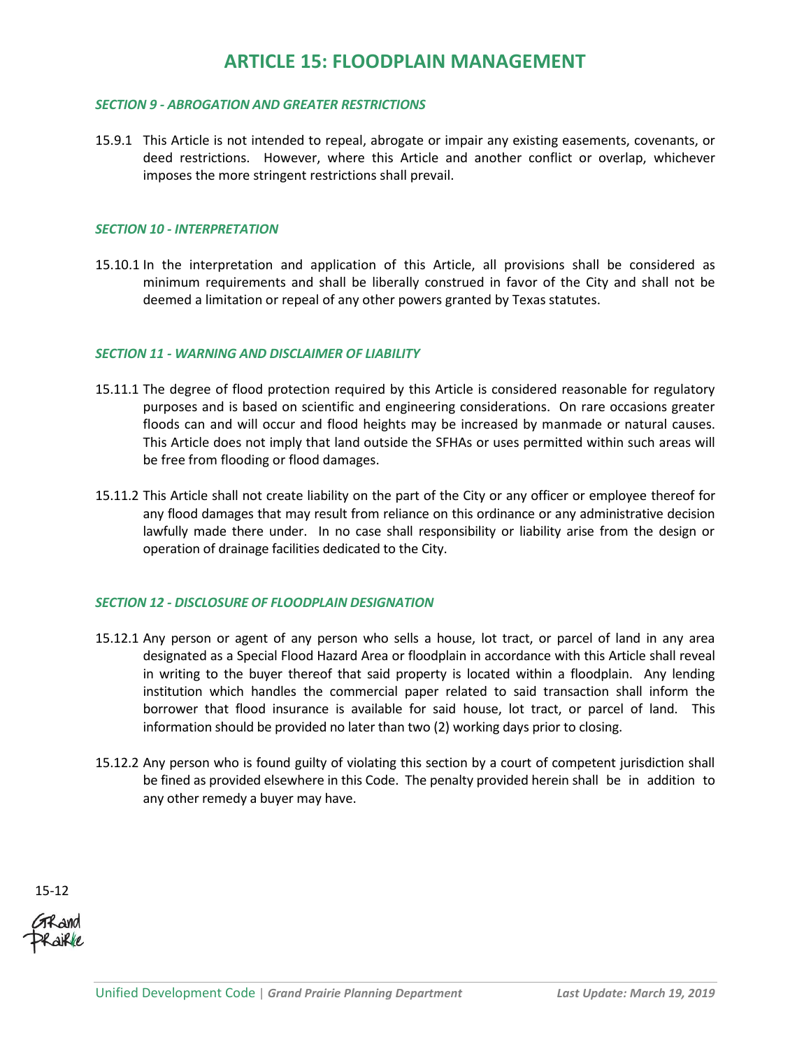# ARTICLE 15: FLOODPLAIN MANAGEMENT

### *SECTION 9 - ABROGATION AND GREATER RESTRICTIONS*

15.9.1 This Article is not intended to repeal, abrogate or impair any existing easements, covenants, or deed restrictions. However, where this Article and another conflict or overlap, whichever imposes the more stringent restrictions shall prevail.

### *SECTION 10 - INTERPRETATION*

15.10.1 In the interpretation and application of this Article, all provisions shall be considered as minimum requirements and shall be liberally construed in favor of the City and shall not be deemed a limitation or repeal of any other powers granted by Texas statutes.

### *SECTION 11 - WARNING AND DISCLAIMER OF LIABILITY*

15.11.1 The degree of flood protection required by this Article is considered reasonable for regulatory purposes and is based on scientific and engineering considerations. On rare occasions greater floods can and will occur and flood heights may be increased by manmade or natural causes. This Article does not imply that land outside the SFHAs or uses permitted within such areas will be free from flooding or flood damages.

15.11.2 This Article shall not create liability on the part of the City or any officer or employee thereof for any flood damages that may result from reliance on this ordinance or any administrative decision lawfully made there under. In no case shall responsibility or liability arise from the design or operation of drainage facilities dedicated to the City.

### *SECTION 12 - DISCLOSURE OF FLOODPLAIN DESIGNATION*

15.12.1 Any person or agent of any person who sells a house, lot tract, or parcel of land in any area designated as a Special Flood Hazard Area or floodplain in accordance with this Article shall reveal in writing to the buyer thereof that said property is located within a floodplain. Any lending institution which handles the commercial paper related to said transaction shall inform the borrower that flood insurance is available for said house, lot tract, or parcel of land. This information should be provided no later than two (2) working days prior to closing.

15.12.2 Any person who is found guilty of violating this section by a court of competent jurisdiction shall be fined as provided elsewhere in this Code. The penalty provided herein shall be in addition to any other remedy a buyer may have.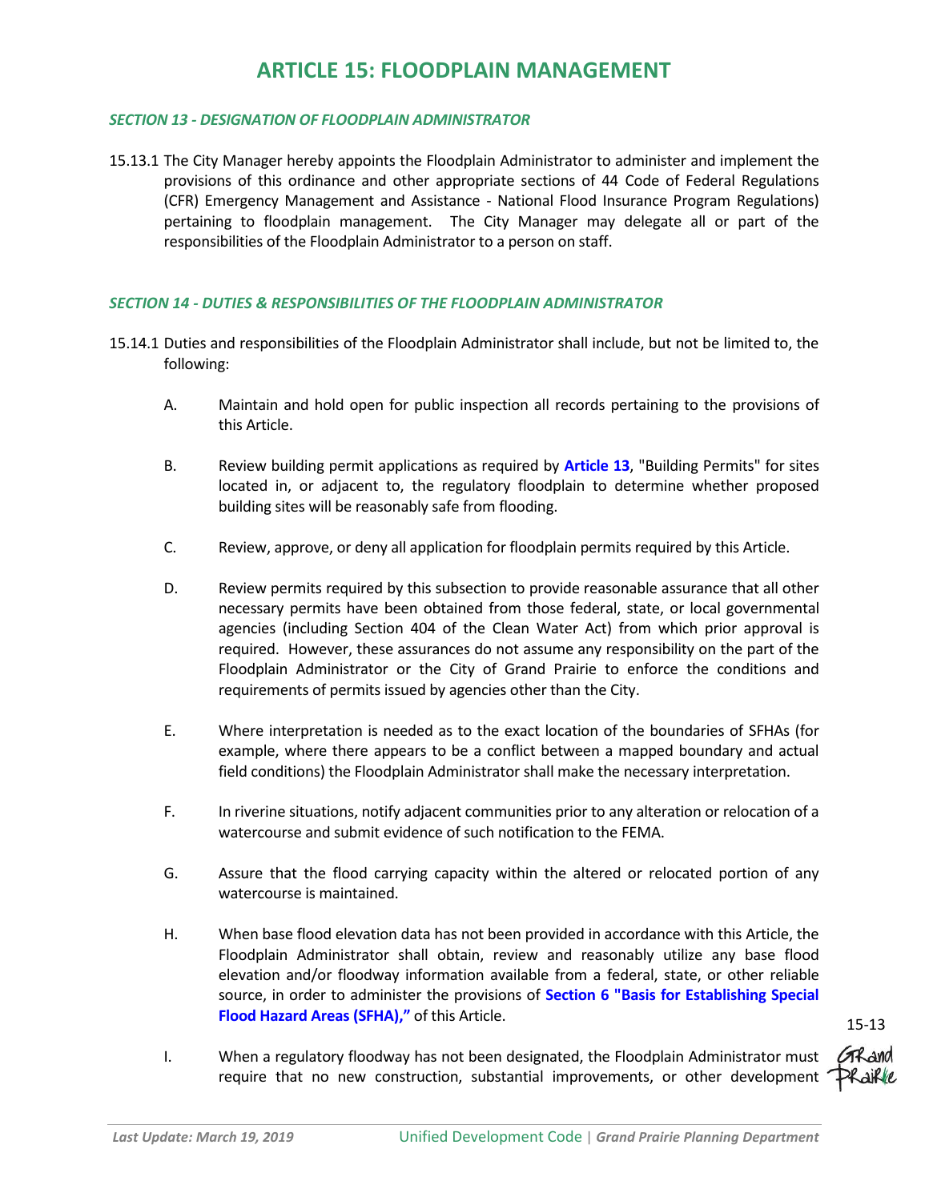# ARTICLE 15: FLOODPLAIN MANAGEMENT

### *SECTION 13 - DESIGNATION OF FLOODPLAIN ADMINISTRATOR*

15.13.1 The City Manager hereby appoints the Floodplain Administrator to administer and implement the provisions of this ordinance and other appropriate sections of 44 Code of Federal Regulations (CFR) Emergency Management and Assistance - National Flood Insurance Program Regulations) pertaining to floodplain management. The City Manager may delegate all or part of the responsibilities of the Floodplain Administrator to a person on staff.

### *SECTION 14 - DUTIES & RESPONSIBILITIES OF THE FLOODPLAIN ADMINISTRATOR*

15.14.1 Duties and responsibilities of the Floodplain Administrator shall include, but not be limited to, the following:

A. Maintain and hold open for public inspection all records pertaining to the provisions of this Article.

B. Review building permit applications as required by **Article 13**, "Building Permits" for sites located in, or adjacent to, the regulatory floodplain to determine whether proposed building sites will be reasonably safe from flooding.

C. Review, approve, or deny all application for floodplain permits required by this Article.

D. Review permits required by this subsection to provide reasonable assurance that all other necessary permits have been obtained from those federal, state, or local governmental agencies (including Section 404 of the Clean Water Act) from which prior approval is required. However, these assurances do not assume any responsibility on the part of the Floodplain Administrator or the City of Grand Prairie to enforce the conditions and requirements of permits issued by agencies other than the City.

E. Where interpretation is needed as to the exact location of the boundaries of SFHAs (for example, where there appears to be a conflict between a mapped boundary and actual field conditions) the Floodplain Administrator shall make the necessary interpretation.

F. In riverine situations, notify adjacent communities prior to any alteration or relocation of a watercourse and submit evidence of such notification to the FEMA.

G. Assure that the flood carrying capacity within the altered or relocated portion of any watercourse is maintained.

H. When base flood elevation data has not been provided in accordance with this Article, the Floodplain Administrator shall obtain, review and reasonably utilize any base flood elevation and/or floodway information available from a federal, state, or other reliable source, in order to administer the provisions of **Section 6 "Basis for Establishing Special Flood Hazard Areas (SFHA),"** of this Article.

I. When a regulatory floodway has not been designated, the Floodplain Administrator must require that no new construction, substantial improvements, or other development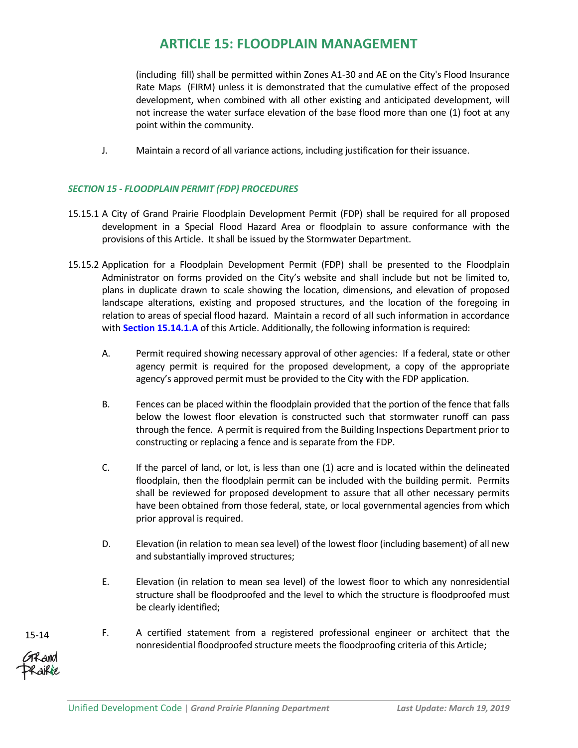(including fill) shall be permitted within Zones A1-30 and AE on the City's Flood Insurance Rate Maps (FIRM) unless it is demonstrated that the cumulative effect of the proposed development, when combined with all other existing and anticipated development, will not increase the water surface elevation of the base flood more than one (1) foot at any point within the community.

J. Maintain a record of all variance actions, including justification for their issuance.

***SECTION 15 - FLOODPLAIN PERMIT (FDP) PROCEDURES***

15.15.1 A City of Grand Prairie Floodplain Development Permit (FDP) shall be required for all proposed development in a Special Flood Hazard Area or floodplain to assure conformance with the provisions of this Article. It shall be issued by the Stormwater Department.

15.15.2 Application for a Floodplain Development Permit (FDP) shall be presented to the Floodplain Administrator on forms provided on the City's website and shall include but not be limited to, plans in duplicate drawn to scale showing the location, dimensions, and elevation of proposed landscape alterations, existing and proposed structures, and the location of the foregoing in relation to areas of special flood hazard. Maintain a record of all such information in accordance with **Section 15.14.1.A** of this Article. Additionally, the following information is required:

A. Permit required showing necessary approval of other agencies: If a federal, state or other agency permit is required for the proposed development, a copy of the appropriate agency's approved permit must be provided to the City with the FDP application.

B. Fences can be placed within the floodplain provided that the portion of the fence that falls below the lowest floor elevation is constructed such that stormwater runoff can pass through the fence. A permit is required from the Building Inspections Department prior to constructing or replacing a fence and is separate from the FDP.

C. If the parcel of land, or lot, is less than one (1) acre and is located within the delineated floodplain, then the floodplain permit can be included with the building permit. Permits shall be reviewed for proposed development to assure that all other necessary permits have been obtained from those federal, state, or local governmental agencies from which prior approval is required.

D. Elevation (in relation to mean sea level) of the lowest floor (including basement) of all new and substantially improved structures;

E. Elevation (in relation to mean sea level) of the lowest floor to which any nonresidential structure shall be floodproofed and the level to which the structure is floodproofed must be clearly identified;

F. A certified statement from a registered professional engineer or architect that the nonresidential floodproofed structure meets the floodproofing criteria of this Article;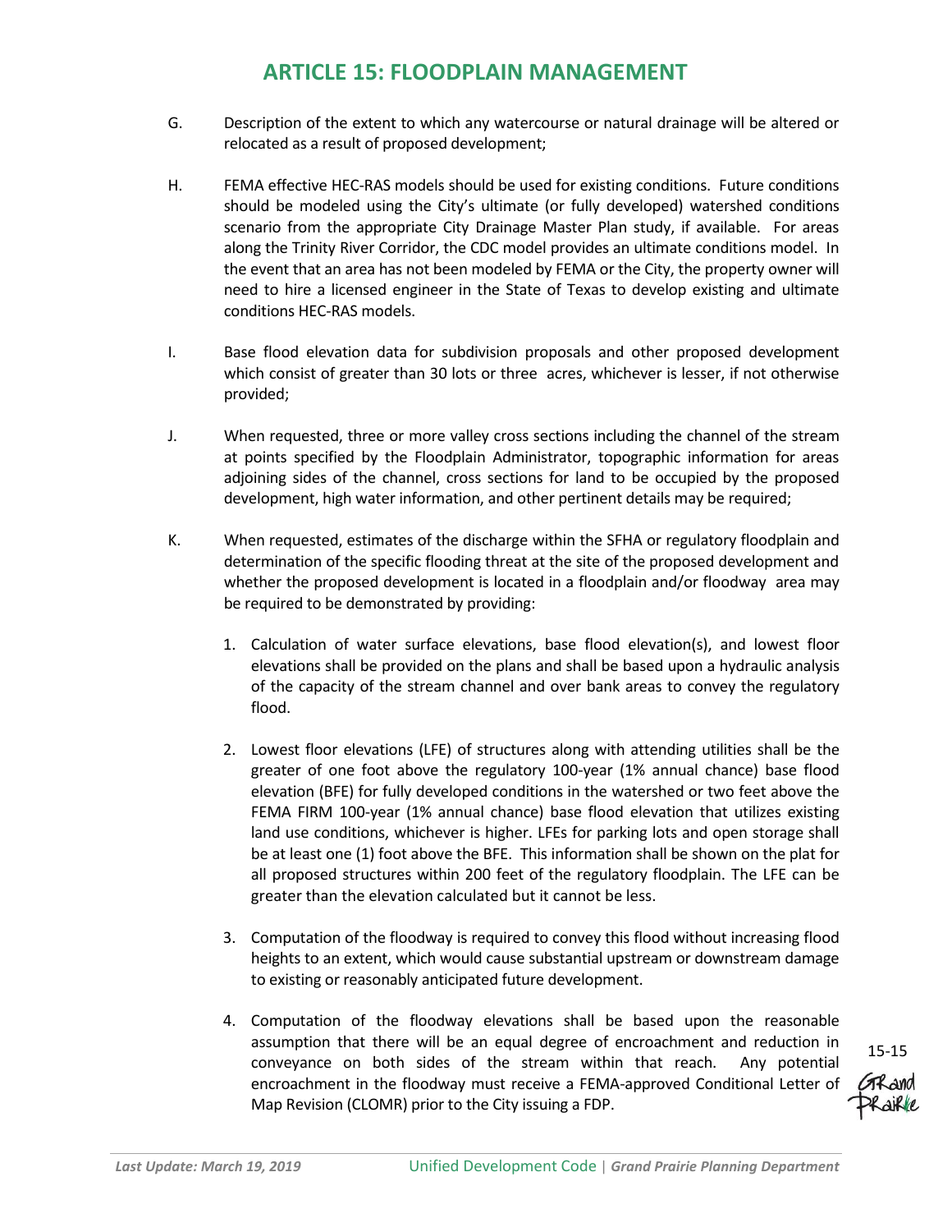G. Description of the extent to which any watercourse or natural drainage will be altered or relocated as a result of proposed development;

H. FEMA effective HEC-RAS models should be used for existing conditions. Future conditions should be modeled using the City's ultimate (or fully developed) watershed conditions scenario from the appropriate City Drainage Master Plan study, if available. For areas along the Trinity River Corridor, the CDC model provides an ultimate conditions model. In the event that an area has not been modeled by FEMA or the City, the property owner will need to hire a licensed engineer in the State of Texas to develop existing and ultimate conditions HEC-RAS models.

I. Base flood elevation data for subdivision proposals and other proposed development which consist of greater than 30 lots or three acres, whichever is lesser, if not otherwise provided;

J. When requested, three or more valley cross sections including the channel of the stream at points specified by the Floodplain Administrator, topographic information for areas adjoining sides of the channel, cross sections for land to be occupied by the proposed development, high water information, and other pertinent details may be required;

K. When requested, estimates of the discharge within the SFHA or regulatory floodplain and determination of the specific flooding threat at the site of the proposed development and whether the proposed development is located in a floodplain and/or floodway area may be required to be demonstrated by providing:

1. Calculation of water surface elevations, base flood elevation(s), and lowest floor elevations shall be provided on the plans and shall be based upon a hydraulic analysis of the capacity of the stream channel and over bank areas to convey the regulatory flood.

2. Lowest floor elevations (LFE) of structures along with attending utilities shall be the greater of one foot above the regulatory 100-year (1% annual chance) base flood elevation (BFE) for fully developed conditions in the watershed or two feet above the FEMA FIRM 100-year (1% annual chance) base flood elevation that utilizes existing land use conditions, whichever is higher. LFEs for parking lots and open storage shall be at least one (1) foot above the BFE. This information shall be shown on the plat for all proposed structures within 200 feet of the regulatory floodplain. The LFE can be greater than the elevation calculated but it cannot be less.

3. Computation of the floodway is required to convey this flood without increasing flood heights to an extent, which would cause substantial upstream or downstream damage to existing or reasonably anticipated future development.

4. Computation of the floodway elevations shall be based upon the reasonable assumption that there will be an equal degree of encroachment and reduction in conveyance on both sides of the stream within that reach. Any potential encroachment in the floodway must receive a FEMA-approved Conditional Letter of Map Revision (CLOMR) prior to the City issuing a FDP.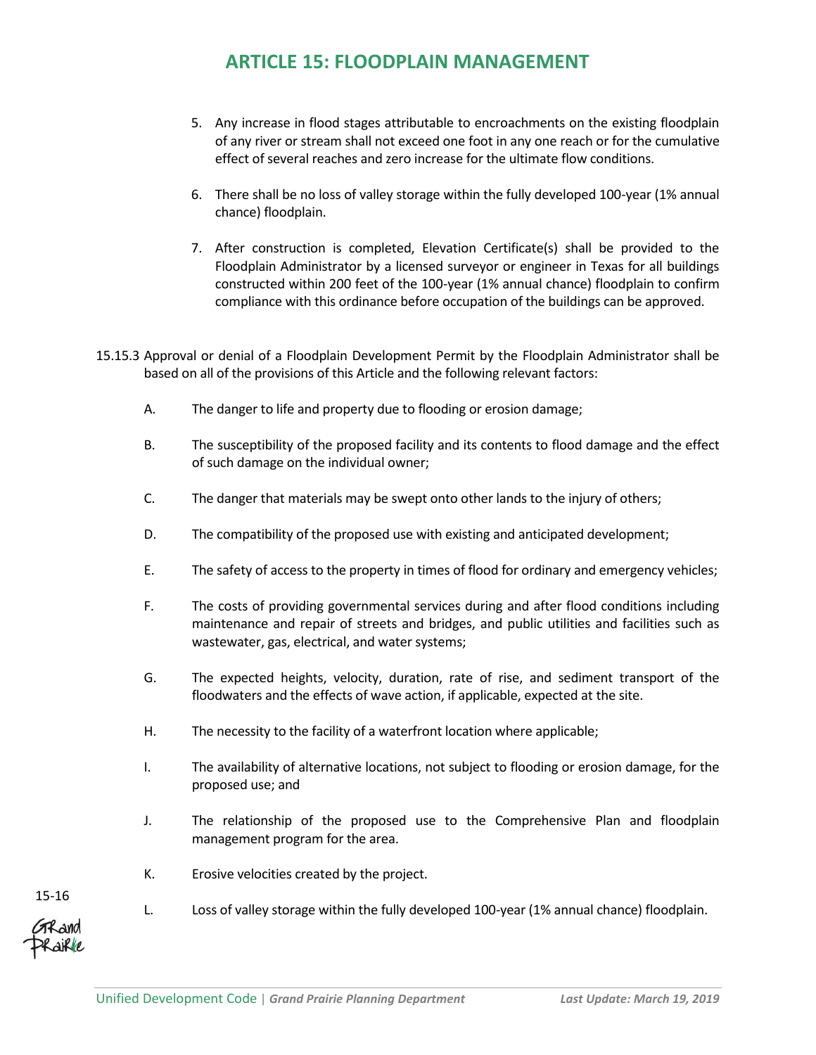5. Any increase in flood stages attributable to encroachments on the existing floodplain of any river or stream shall not exceed one foot in any one reach or for the cumulative effect of several reaches and zero increase for the ultimate flow conditions.

6. There shall be no loss of valley storage within the fully developed 100-year (1% annual chance) floodplain.

7. After construction is completed, Elevation Certificate(s) shall be provided to the Floodplain Administrator by a licensed surveyor or engineer in Texas for all buildings constructed within 200 feet of the 100-year (1% annual chance) floodplain to confirm compliance with this ordinance before occupation of the buildings can be approved.

15.15.3 Approval or denial of a Floodplain Development Permit by the Floodplain Administrator shall be based on all of the provisions of this Article and the following relevant factors:

A. The danger to life and property due to flooding or erosion damage;

B. The susceptibility of the proposed facility and its contents to flood damage and the effect of such damage on the individual owner;

C. The danger that materials may be swept onto other lands to the injury of others;

D. The compatibility of the proposed use with existing and anticipated development;

E. The safety of access to the property in times of flood for ordinary and emergency vehicles;

F. The costs of providing governmental services during and after flood conditions including maintenance and repair of streets and bridges, and public utilities and facilities such as wastewater, gas, electrical, and water systems;

G. The expected heights, velocity, duration, rate of rise, and sediment transport of the floodwaters and the effects of wave action, if applicable, expected at the site.

H. The necessity to the facility of a waterfront location where applicable;

I. The availability of alternative locations, not subject to flooding or erosion damage, for the proposed use; and

J. The relationship of the proposed use to the Comprehensive Plan and floodplain management program for the area.

K. Erosive velocities created by the project.

L. Loss of valley storage within the fully developed 100-year (1% annual chance) floodplain.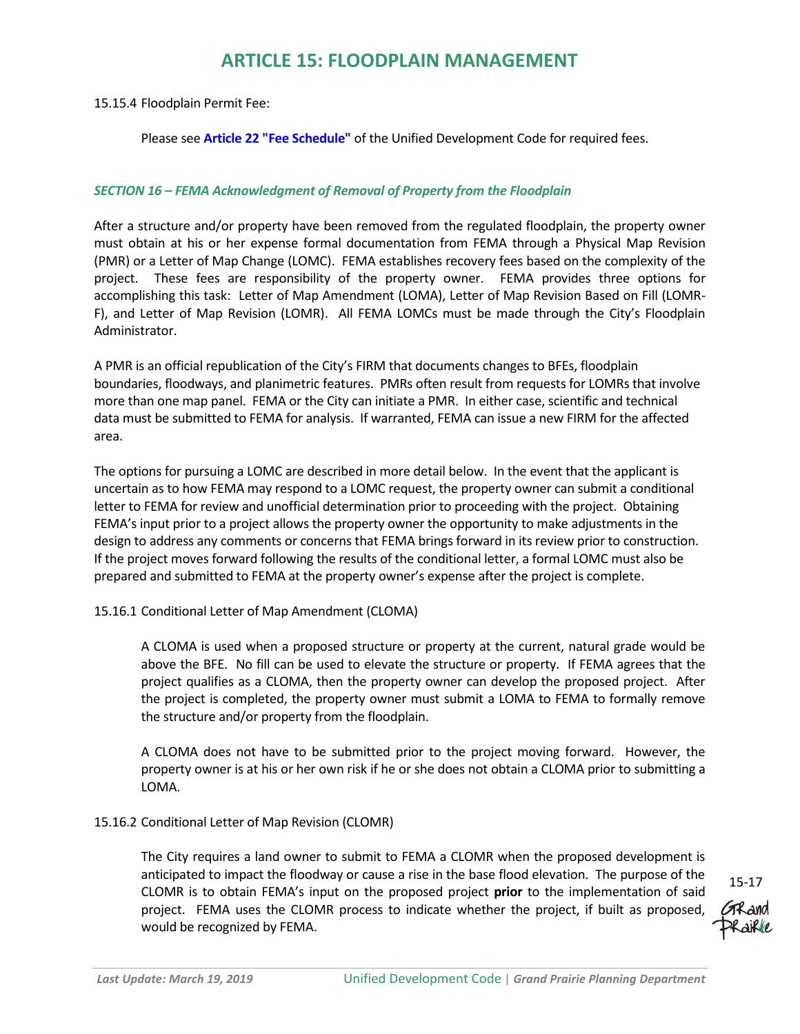# ARTICLE 15: FLOODPLAIN MANAGEMENT

15.15.4 Floodplain Permit Fee:

Please see **Article 22 "Fee Schedule"** of the Unified Development Code for required fees.

### *SECTION 16 – FEMA Acknowledgment of Removal of Property from the Floodplain*

After a structure and/or property have been removed from the regulated floodplain, the property owner must obtain at his or her expense formal documentation from FEMA through a Physical Map Revision (PMR) or a Letter of Map Change (LOMC). FEMA establishes recovery fees based on the complexity of the project. These fees are responsibility of the property owner. FEMA provides three options for accomplishing this task: Letter of Map Amendment (LOMA), Letter of Map Revision Based on Fill (LOMR-F), and Letter of Map Revision (LOMR). All FEMA LOMCs must be made through the City's Floodplain Administrator.

A PMR is an official republication of the City's FIRM that documents changes to BFEs, floodplain boundaries, floodways, and planimetric features. PMRs often result from requests for LOMRs that involve more than one map panel. FEMA or the City can initiate a PMR. In either case, scientific and technical data must be submitted to FEMA for analysis. If warranted, FEMA can issue a new FIRM for the affected area.

The options for pursuing a LOMC are described in more detail below. In the event that the applicant is uncertain as to how FEMA may respond to a LOMC request, the property owner can submit a conditional letter to FEMA for review and unofficial determination prior to proceeding with the project. Obtaining FEMA's input prior to a project allows the property owner the opportunity to make adjustments in the design to address any comments or concerns that FEMA brings forward in its review prior to construction. If the project moves forward following the results of the conditional letter, a formal LOMC must also be prepared and submitted to FEMA at the property owner's expense after the project is complete.

15.16.1 Conditional Letter of Map Amendment (CLOMA)

A CLOMA is used when a proposed structure or property at the current, natural grade would be above the BFE. No fill can be used to elevate the structure or property. If FEMA agrees that the project qualifies as a CLOMA, then the property owner can develop the proposed project. After the project is completed, the property owner must submit a LOMA to FEMA to formally remove the structure and/or property from the floodplain.

A CLOMA does not have to be submitted prior to the project moving forward. However, the property owner is at his or her own risk if he or she does not obtain a CLOMA prior to submitting a LOMA.

15.16.2 Conditional Letter of Map Revision (CLOMR)

The City requires a land owner to submit to FEMA a CLOMR when the proposed development is anticipated to impact the floodway or cause a rise in the base flood elevation. The purpose of the CLOMR is to obtain FEMA's input on the proposed project **prior** to the implementation of said project. FEMA uses the CLOMR process to indicate whether the project, if built as proposed, would be recognized by FEMA.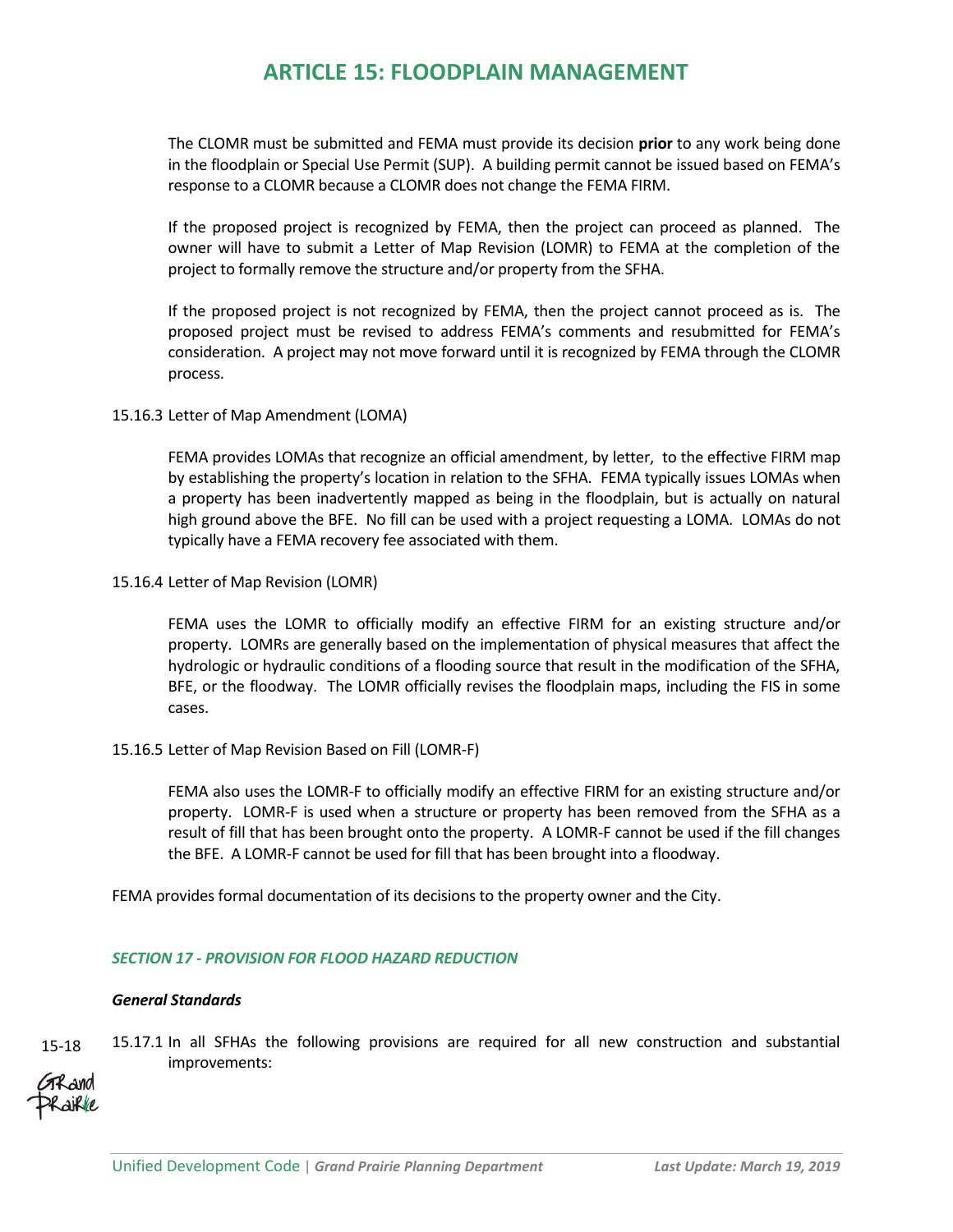The CLOMR must be submitted and FEMA must provide its decision **prior** to any work being done in the floodplain or Special Use Permit (SUP). A building permit cannot be issued based on FEMA's response to a CLOMR because a CLOMR does not change the FEMA FIRM.

If the proposed project is recognized by FEMA, then the project can proceed as planned. The owner will have to submit a Letter of Map Revision (LOMR) to FEMA at the completion of the project to formally remove the structure and/or property from the SFHA.

If the proposed project is not recognized by FEMA, then the project cannot proceed as is. The proposed project must be revised to address FEMA's comments and resubmitted for FEMA's consideration. A project may not move forward until it is recognized by FEMA through the CLOMR process.

15.16.3 Letter of Map Amendment (LOMA)

FEMA provides LOMAs that recognize an official amendment, by letter, to the effective FIRM map by establishing the property's location in relation to the SFHA. FEMA typically issues LOMAs when a property has been inadvertently mapped as being in the floodplain, but is actually on natural high ground above the BFE. No fill can be used with a project requesting a LOMA. LOMAs do not typically have a FEMA recovery fee associated with them.

15.16.4 Letter of Map Revision (LOMR)

FEMA uses the LOMR to officially modify an effective FIRM for an existing structure and/or property. LOMRs are generally based on the implementation of physical measures that affect the hydrologic or hydraulic conditions of a flooding source that result in the modification of the SFHA, BFE, or the floodway. The LOMR officially revises the floodplain maps, including the FIS in some cases.

15.16.5 Letter of Map Revision Based on Fill (LOMR-F)

FEMA also uses the LOMR-F to officially modify an effective FIRM for an existing structure and/or property. LOMR-F is used when a structure or property has been removed from the SFHA as a result of fill that has been brought onto the property. A LOMR-F cannot be used if the fill changes the BFE. A LOMR-F cannot be used for fill that has been brought into a floodway.

FEMA provides formal documentation of its decisions to the property owner and the City.

### *SECTION 17 - PROVISION FOR FLOOD HAZARD REDUCTION*

***General Standards***

15.17.1 In all SFHAs the following provisions are required for all new construction and substantial improvements: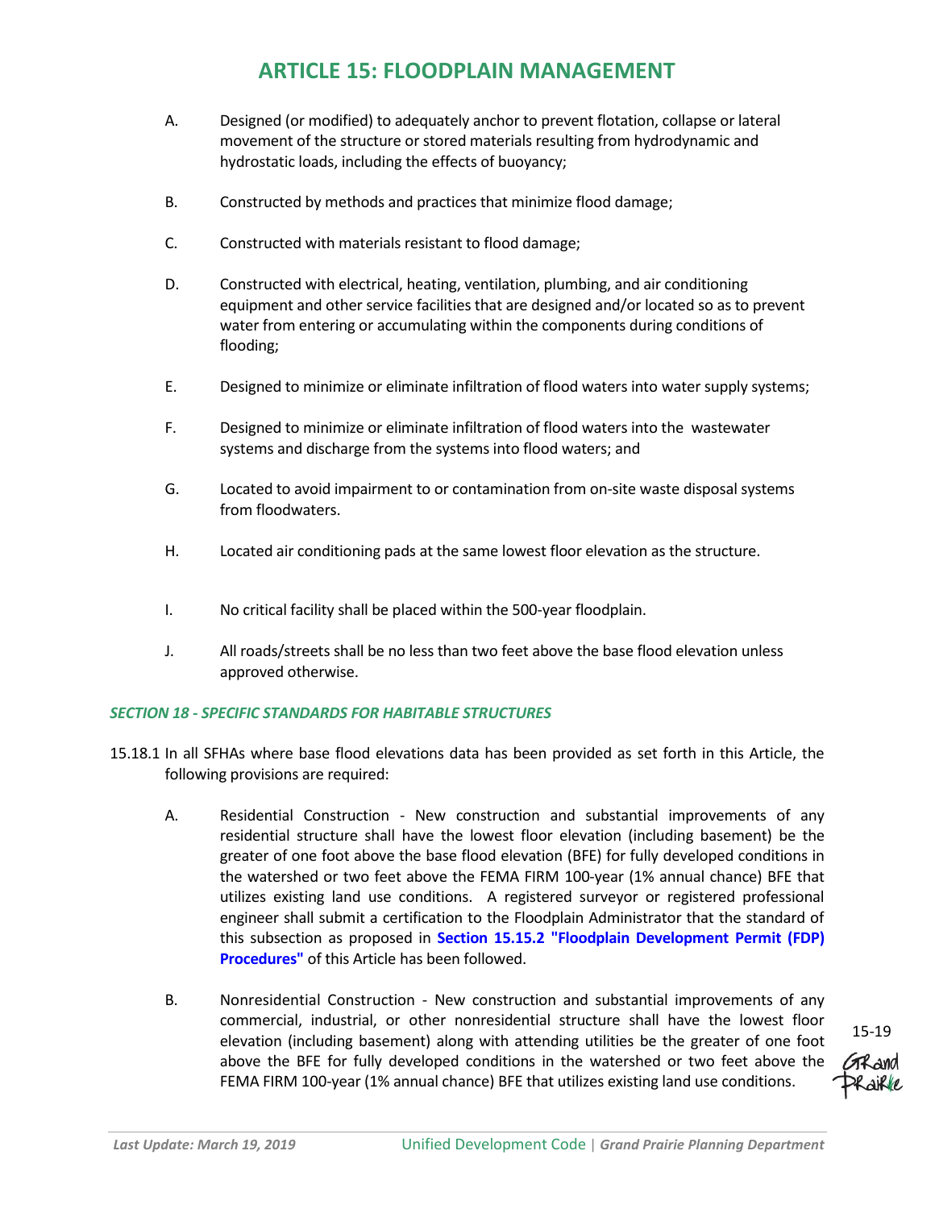A. Designed (or modified) to adequately anchor to prevent flotation, collapse or lateral movement of the structure or stored materials resulting from hydrodynamic and hydrostatic loads, including the effects of buoyancy;

B. Constructed by methods and practices that minimize flood damage;

C. Constructed with materials resistant to flood damage;

D. Constructed with electrical, heating, ventilation, plumbing, and air conditioning equipment and other service facilities that are designed and/or located so as to prevent water from entering or accumulating within the components during conditions of flooding;

E. Designed to minimize or eliminate infiltration of flood waters into water supply systems;

F. Designed to minimize or eliminate infiltration of flood waters into the wastewater systems and discharge from the systems into flood waters; and

G. Located to avoid impairment to or contamination from on-site waste disposal systems from floodwaters.

H. Located air conditioning pads at the same lowest floor elevation as the structure.

I. No critical facility shall be placed within the 500-year floodplain.

J. All roads/streets shall be no less than two feet above the base flood elevation unless approved otherwise.

### *SECTION 18 - SPECIFIC STANDARDS FOR HABITABLE STRUCTURES*

15.18.1 In all SFHAs where base flood elevations data has been provided as set forth in this Article, the following provisions are required:

A. Residential Construction - New construction and substantial improvements of any residential structure shall have the lowest floor elevation (including basement) be the greater of one foot above the base flood elevation (BFE) for fully developed conditions in the watershed or two feet above the FEMA FIRM 100-year (1% annual chance) BFE that utilizes existing land use conditions. A registered surveyor or registered professional engineer shall submit a certification to the Floodplain Administrator that the standard of this subsection as proposed in **Section 15.15.2 "Floodplain Development Permit (FDP) Procedures"** of this Article has been followed.

B. Nonresidential Construction - New construction and substantial improvements of any commercial, industrial, or other nonresidential structure shall have the lowest floor elevation (including basement) along with attending utilities be the greater of one foot above the BFE for fully developed conditions in the watershed or two feet above the FEMA FIRM 100-year (1% annual chance) BFE that utilizes existing land use conditions.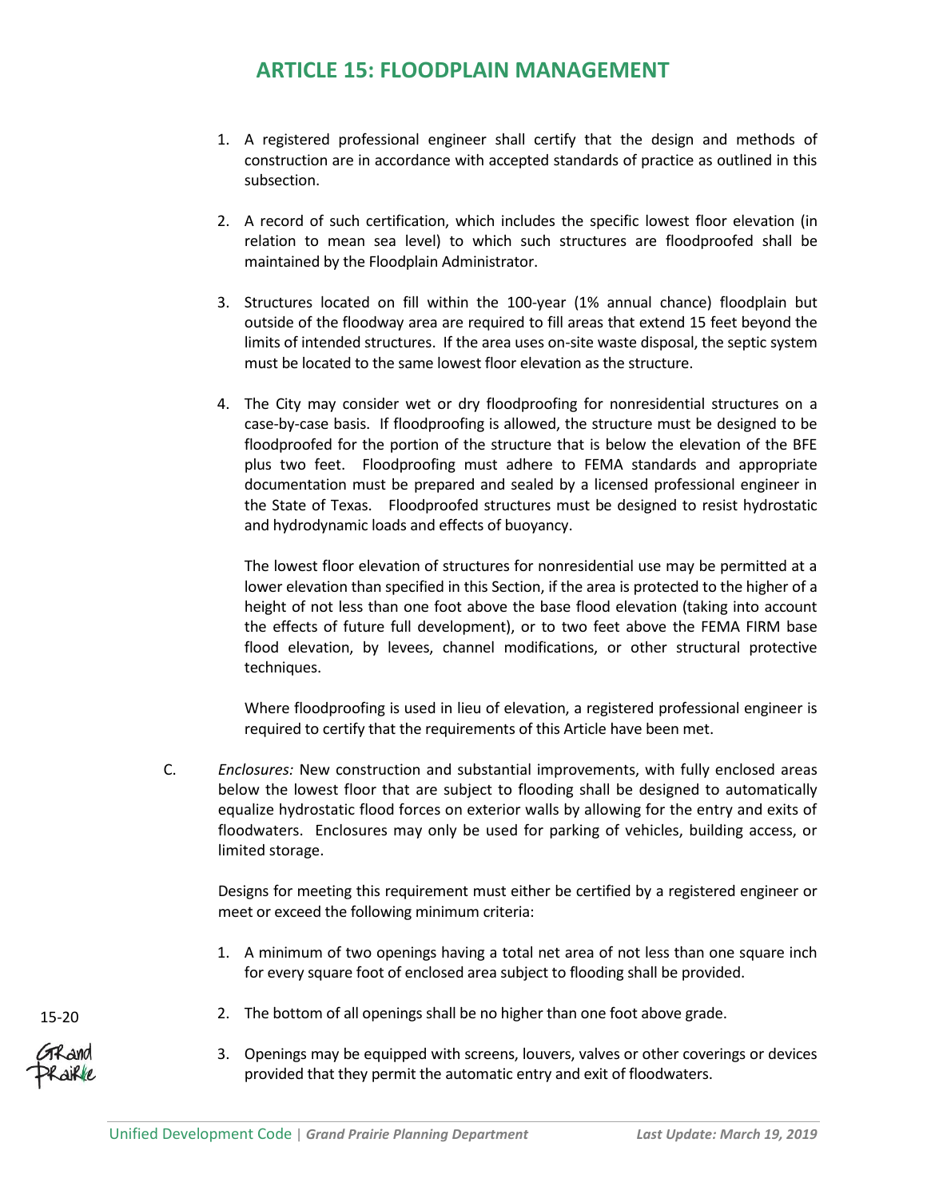1. A registered professional engineer shall certify that the design and methods of construction are in accordance with accepted standards of practice as outlined in this subsection.

2. A record of such certification, which includes the specific lowest floor elevation (in relation to mean sea level) to which such structures are floodproofed shall be maintained by the Floodplain Administrator.

3. Structures located on fill within the 100-year (1% annual chance) floodplain but outside of the floodway area are required to fill areas that extend 15 feet beyond the limits of intended structures. If the area uses on-site waste disposal, the septic system must be located to the same lowest floor elevation as the structure.

4. The City may consider wet or dry floodproofing for nonresidential structures on a case-by-case basis. If floodproofing is allowed, the structure must be designed to be floodproofed for the portion of the structure that is below the elevation of the BFE plus two feet. Floodproofing must adhere to FEMA standards and appropriate documentation must be prepared and sealed by a licensed professional engineer in the State of Texas. Floodproofed structures must be designed to resist hydrostatic and hydrodynamic loads and effects of buoyancy.

   The lowest floor elevation of structures for nonresidential use may be permitted at a lower elevation than specified in this Section, if the area is protected to the higher of a height of not less than one foot above the base flood elevation (taking into account the effects of future full development), or to two feet above the FEMA FIRM base flood elevation, by levees, channel modifications, or other structural protective techniques.

   Where floodproofing is used in lieu of elevation, a registered professional engineer is required to certify that the requirements of this Article have been met.

C. *Enclosures:* New construction and substantial improvements, with fully enclosed areas below the lowest floor that are subject to flooding shall be designed to automatically equalize hydrostatic flood forces on exterior walls by allowing for the entry and exits of floodwaters. Enclosures may only be used for parking of vehicles, building access, or limited storage.

   Designs for meeting this requirement must either be certified by a registered engineer or meet or exceed the following minimum criteria:

   1. A minimum of two openings having a total net area of not less than one square inch for every square foot of enclosed area subject to flooding shall be provided.

   2. The bottom of all openings shall be no higher than one foot above grade.

   3. Openings may be equipped with screens, louvers, valves or other coverings or devices provided that they permit the automatic entry and exit of floodwaters.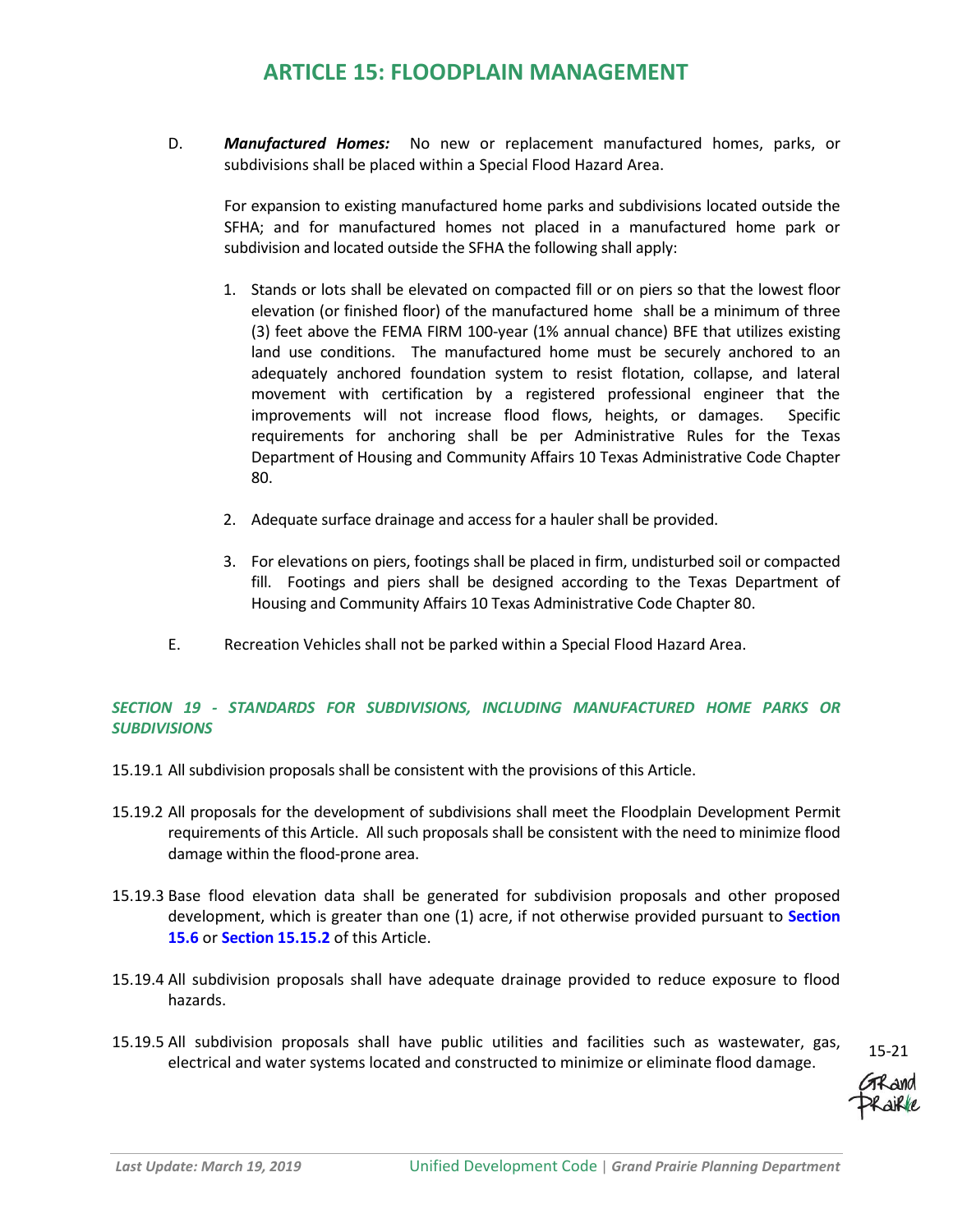D. ***Manufactured Homes:*** No new or replacement manufactured homes, parks, or subdivisions shall be placed within a Special Flood Hazard Area.

For expansion to existing manufactured home parks and subdivisions located outside the SFHA; and for manufactured homes not placed in a manufactured home park or subdivision and located outside the SFHA the following shall apply:

1. Stands or lots shall be elevated on compacted fill or on piers so that the lowest floor elevation (or finished floor) of the manufactured home shall be a minimum of three (3) feet above the FEMA FIRM 100-year (1% annual chance) BFE that utilizes existing land use conditions. The manufactured home must be securely anchored to an adequately anchored foundation system to resist flotation, collapse, and lateral movement with certification by a registered professional engineer that the improvements will not increase flood flows, heights, or damages. Specific requirements for anchoring shall be per Administrative Rules for the Texas Department of Housing and Community Affairs 10 Texas Administrative Code Chapter 80.

2. Adequate surface drainage and access for a hauler shall be provided.

3. For elevations on piers, footings shall be placed in firm, undisturbed soil or compacted fill. Footings and piers shall be designed according to the Texas Department of Housing and Community Affairs 10 Texas Administrative Code Chapter 80.

E. Recreation Vehicles shall not be parked within a Special Flood Hazard Area.

### *SECTION 19 - STANDARDS FOR SUBDIVISIONS, INCLUDING MANUFACTURED HOME PARKS OR SUBDIVISIONS*

15.19.1 All subdivision proposals shall be consistent with the provisions of this Article.

15.19.2 All proposals for the development of subdivisions shall meet the Floodplain Development Permit requirements of this Article. All such proposals shall be consistent with the need to minimize flood damage within the flood-prone area.

15.19.3 Base flood elevation data shall be generated for subdivision proposals and other proposed development, which is greater than one (1) acre, if not otherwise provided pursuant to **Section 15.6** or **Section 15.15.2** of this Article.

15.19.4 All subdivision proposals shall have adequate drainage provided to reduce exposure to flood hazards.

15.19.5 All subdivision proposals shall have public utilities and facilities such as wastewater, gas, electrical and water systems located and constructed to minimize or eliminate flood damage.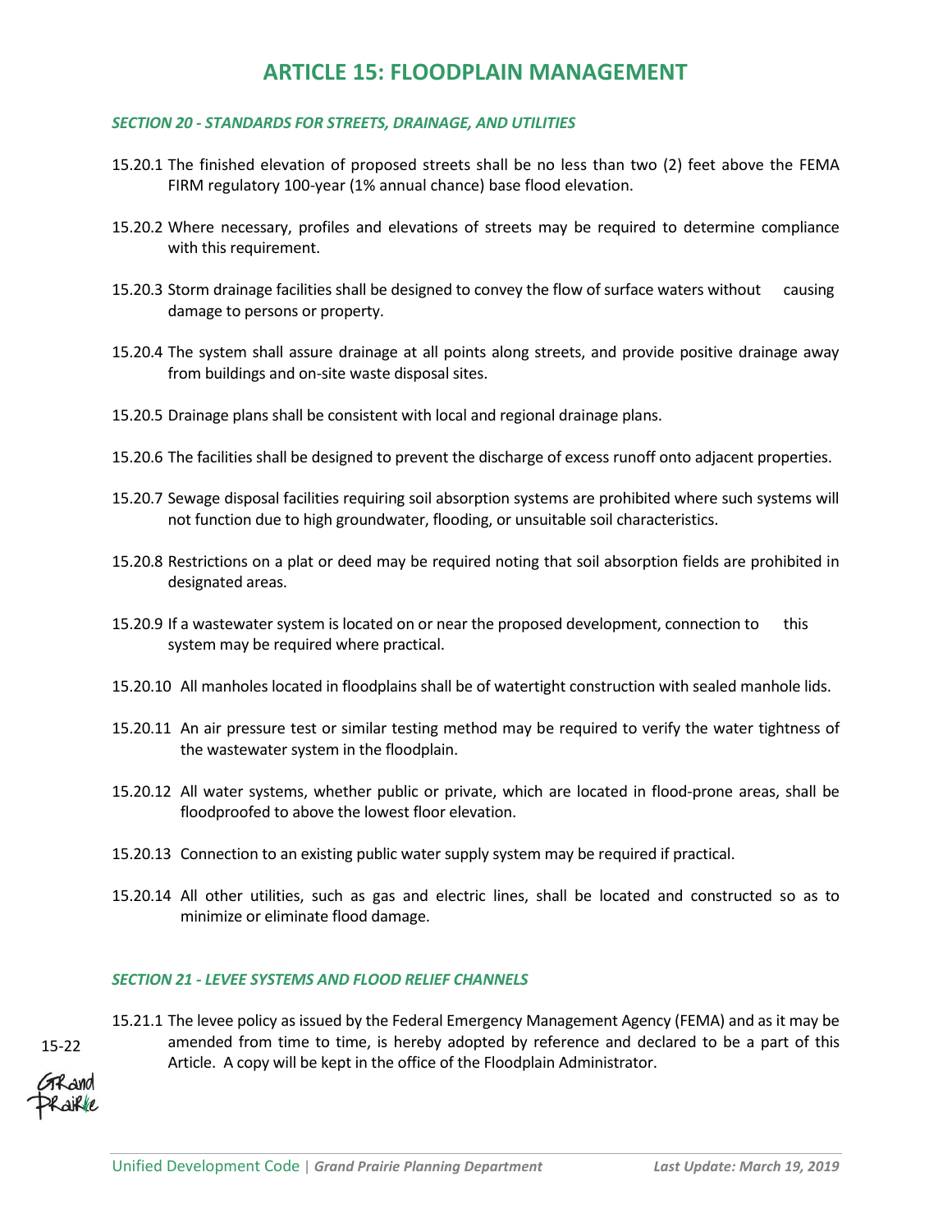# ARTICLE 15: FLOODPLAIN MANAGEMENT

### *SECTION 20 - STANDARDS FOR STREETS, DRAINAGE, AND UTILITIES*

15.20.1 The finished elevation of proposed streets shall be no less than two (2) feet above the FEMA FIRM regulatory 100-year (1% annual chance) base flood elevation.

15.20.2 Where necessary, profiles and elevations of streets may be required to determine compliance with this requirement.

15.20.3 Storm drainage facilities shall be designed to convey the flow of surface waters without causing damage to persons or property.

15.20.4 The system shall assure drainage at all points along streets, and provide positive drainage away from buildings and on-site waste disposal sites.

15.20.5 Drainage plans shall be consistent with local and regional drainage plans.

15.20.6 The facilities shall be designed to prevent the discharge of excess runoff onto adjacent properties.

15.20.7 Sewage disposal facilities requiring soil absorption systems are prohibited where such systems will not function due to high groundwater, flooding, or unsuitable soil characteristics.

15.20.8 Restrictions on a plat or deed may be required noting that soil absorption fields are prohibited in designated areas.

15.20.9 If a wastewater system is located on or near the proposed development, connection to this system may be required where practical.

15.20.10 All manholes located in floodplains shall be of watertight construction with sealed manhole lids.

15.20.11 An air pressure test or similar testing method may be required to verify the water tightness of the wastewater system in the floodplain.

15.20.12 All water systems, whether public or private, which are located in flood-prone areas, shall be floodproofed to above the lowest floor elevation.

15.20.13 Connection to an existing public water supply system may be required if practical.

15.20.14 All other utilities, such as gas and electric lines, shall be located and constructed so as to minimize or eliminate flood damage.

### *SECTION 21 - LEVEE SYSTEMS AND FLOOD RELIEF CHANNELS*

15.21.1 The levee policy as issued by the Federal Emergency Management Agency (FEMA) and as it may be amended from time to time, is hereby adopted by reference and declared to be a part of this Article. A copy will be kept in the office of the Floodplain Administrator.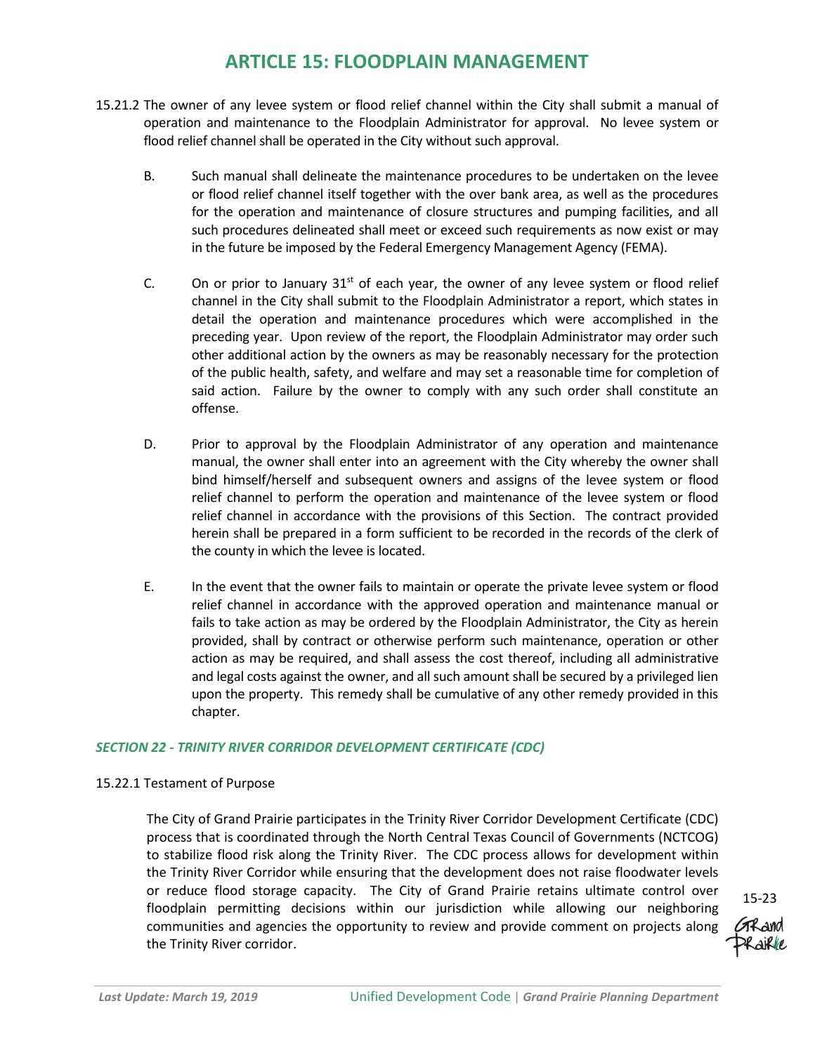# ARTICLE 15: FLOODPLAIN MANAGEMENT

15.21.2 The owner of any levee system or flood relief channel within the City shall submit a manual of operation and maintenance to the Floodplain Administrator for approval. No levee system or flood relief channel shall be operated in the City without such approval.

B. Such manual shall delineate the maintenance procedures to be undertaken on the levee or flood relief channel itself together with the over bank area, as well as the procedures for the operation and maintenance of closure structures and pumping facilities, and all such procedures delineated shall meet or exceed such requirements as now exist or may in the future be imposed by the Federal Emergency Management Agency (FEMA).

C. On or prior to January 31st of each year, the owner of any levee system or flood relief channel in the City shall submit to the Floodplain Administrator a report, which states in detail the operation and maintenance procedures which were accomplished in the preceding year. Upon review of the report, the Floodplain Administrator may order such other additional action by the owners as may be reasonably necessary for the protection of the public health, safety, and welfare and may set a reasonable time for completion of said action. Failure by the owner to comply with any such order shall constitute an offense.

D. Prior to approval by the Floodplain Administrator of any operation and maintenance manual, the owner shall enter into an agreement with the City whereby the owner shall bind himself/herself and subsequent owners and assigns of the levee system or flood relief channel to perform the operation and maintenance of the levee system or flood relief channel in accordance with the provisions of this Section. The contract provided herein shall be prepared in a form sufficient to be recorded in the records of the clerk of the county in which the levee is located.

E. In the event that the owner fails to maintain or operate the private levee system or flood relief channel in accordance with the approved operation and maintenance manual or fails to take action as may be ordered by the Floodplain Administrator, the City as herein provided, shall by contract or otherwise perform such maintenance, operation or other action as may be required, and shall assess the cost thereof, including all administrative and legal costs against the owner, and all such amount shall be secured by a privileged lien upon the property. This remedy shall be cumulative of any other remedy provided in this chapter.

### *SECTION 22 - TRINITY RIVER CORRIDOR DEVELOPMENT CERTIFICATE (CDC)*

15.22.1 Testament of Purpose

The City of Grand Prairie participates in the Trinity River Corridor Development Certificate (CDC) process that is coordinated through the North Central Texas Council of Governments (NCTCOG) to stabilize flood risk along the Trinity River. The CDC process allows for development within the Trinity River Corridor while ensuring that the development does not raise floodwater levels or reduce flood storage capacity. The City of Grand Prairie retains ultimate control over floodplain permitting decisions within our jurisdiction while allowing our neighboring communities and agencies the opportunity to review and provide comment on projects along the Trinity River corridor.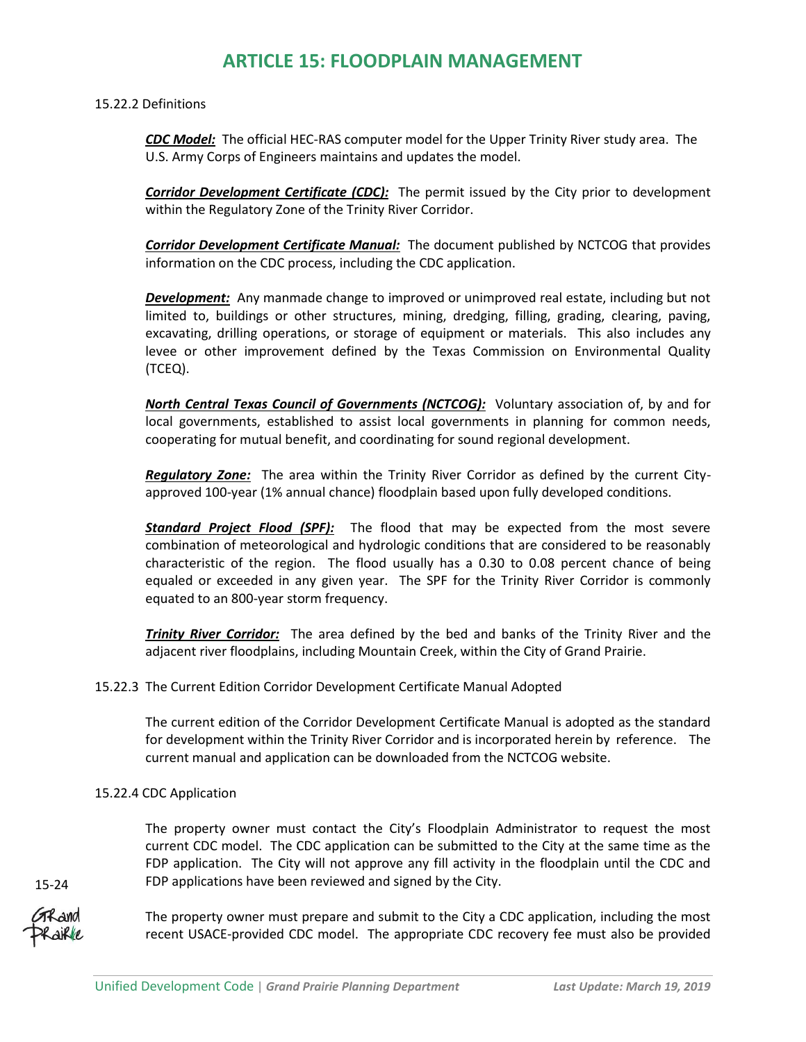# ARTICLE 15: FLOODPLAIN MANAGEMENT

15.22.2 Definitions

***CDC Model:*** The official HEC-RAS computer model for the Upper Trinity River study area. The U.S. Army Corps of Engineers maintains and updates the model.

***Corridor Development Certificate (CDC):*** The permit issued by the City prior to development within the Regulatory Zone of the Trinity River Corridor.

***Corridor Development Certificate Manual:*** The document published by NCTCOG that provides information on the CDC process, including the CDC application.

***Development:*** Any manmade change to improved or unimproved real estate, including but not limited to, buildings or other structures, mining, dredging, filling, grading, clearing, paving, excavating, drilling operations, or storage of equipment or materials. This also includes any levee or other improvement defined by the Texas Commission on Environmental Quality (TCEQ).

***North Central Texas Council of Governments (NCTCOG):*** Voluntary association of, by and for local governments, established to assist local governments in planning for common needs, cooperating for mutual benefit, and coordinating for sound regional development.

***Regulatory Zone:*** The area within the Trinity River Corridor as defined by the current City-approved 100-year (1% annual chance) floodplain based upon fully developed conditions.

***Standard Project Flood (SPF):*** The flood that may be expected from the most severe combination of meteorological and hydrologic conditions that are considered to be reasonably characteristic of the region. The flood usually has a 0.30 to 0.08 percent chance of being equaled or exceeded in any given year. The SPF for the Trinity River Corridor is commonly equated to an 800-year storm frequency.

***Trinity River Corridor:*** The area defined by the bed and banks of the Trinity River and the adjacent river floodplains, including Mountain Creek, within the City of Grand Prairie.

15.22.3 The Current Edition Corridor Development Certificate Manual Adopted

The current edition of the Corridor Development Certificate Manual is adopted as the standard for development within the Trinity River Corridor and is incorporated herein by reference. The current manual and application can be downloaded from the NCTCOG website.

15.22.4 CDC Application

The property owner must contact the City's Floodplain Administrator to request the most current CDC model. The CDC application can be submitted to the City at the same time as the FDP application. The City will not approve any fill activity in the floodplain until the CDC and FDP applications have been reviewed and signed by the City.

The property owner must prepare and submit to the City a CDC application, including the most recent USACE-provided CDC model. The appropriate CDC recovery fee must also be provided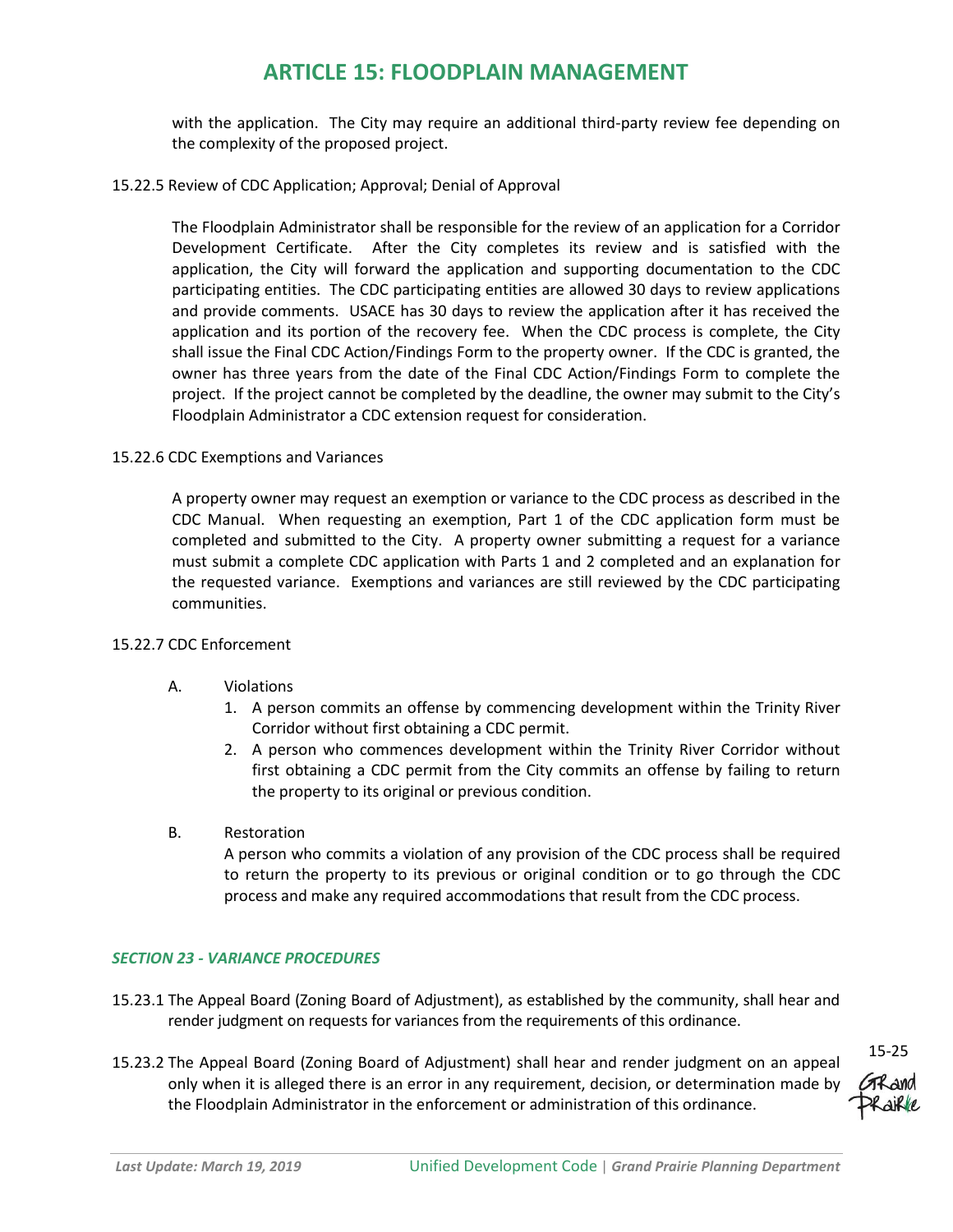with the application. The City may require an additional third-party review fee depending on the complexity of the proposed project.

15.22.5 Review of CDC Application; Approval; Denial of Approval

The Floodplain Administrator shall be responsible for the review of an application for a Corridor Development Certificate. After the City completes its review and is satisfied with the application, the City will forward the application and supporting documentation to the CDC participating entities. The CDC participating entities are allowed 30 days to review applications and provide comments. USACE has 30 days to review the application after it has received the application and its portion of the recovery fee. When the CDC process is complete, the City shall issue the Final CDC Action/Findings Form to the property owner. If the CDC is granted, the owner has three years from the date of the Final CDC Action/Findings Form to complete the project. If the project cannot be completed by the deadline, the owner may submit to the City's Floodplain Administrator a CDC extension request for consideration.

15.22.6 CDC Exemptions and Variances

A property owner may request an exemption or variance to the CDC process as described in the CDC Manual. When requesting an exemption, Part 1 of the CDC application form must be completed and submitted to the City. A property owner submitting a request for a variance must submit a complete CDC application with Parts 1 and 2 completed and an explanation for the requested variance. Exemptions and variances are still reviewed by the CDC participating communities.

15.22.7 CDC Enforcement

A. Violations
1. A person commits an offense by commencing development within the Trinity River Corridor without first obtaining a CDC permit.
2. A person who commences development within the Trinity River Corridor without first obtaining a CDC permit from the City commits an offense by failing to return the property to its original or previous condition.

B. Restoration
A person who commits a violation of any provision of the CDC process shall be required to return the property to its previous or original condition or to go through the CDC process and make any required accommodations that result from the CDC process.

### *SECTION 23 - VARIANCE PROCEDURES*

15.23.1 The Appeal Board (Zoning Board of Adjustment), as established by the community, shall hear and render judgment on requests for variances from the requirements of this ordinance.

15.23.2 The Appeal Board (Zoning Board of Adjustment) shall hear and render judgment on an appeal only when it is alleged there is an error in any requirement, decision, or determination made by the Floodplain Administrator in the enforcement or administration of this ordinance.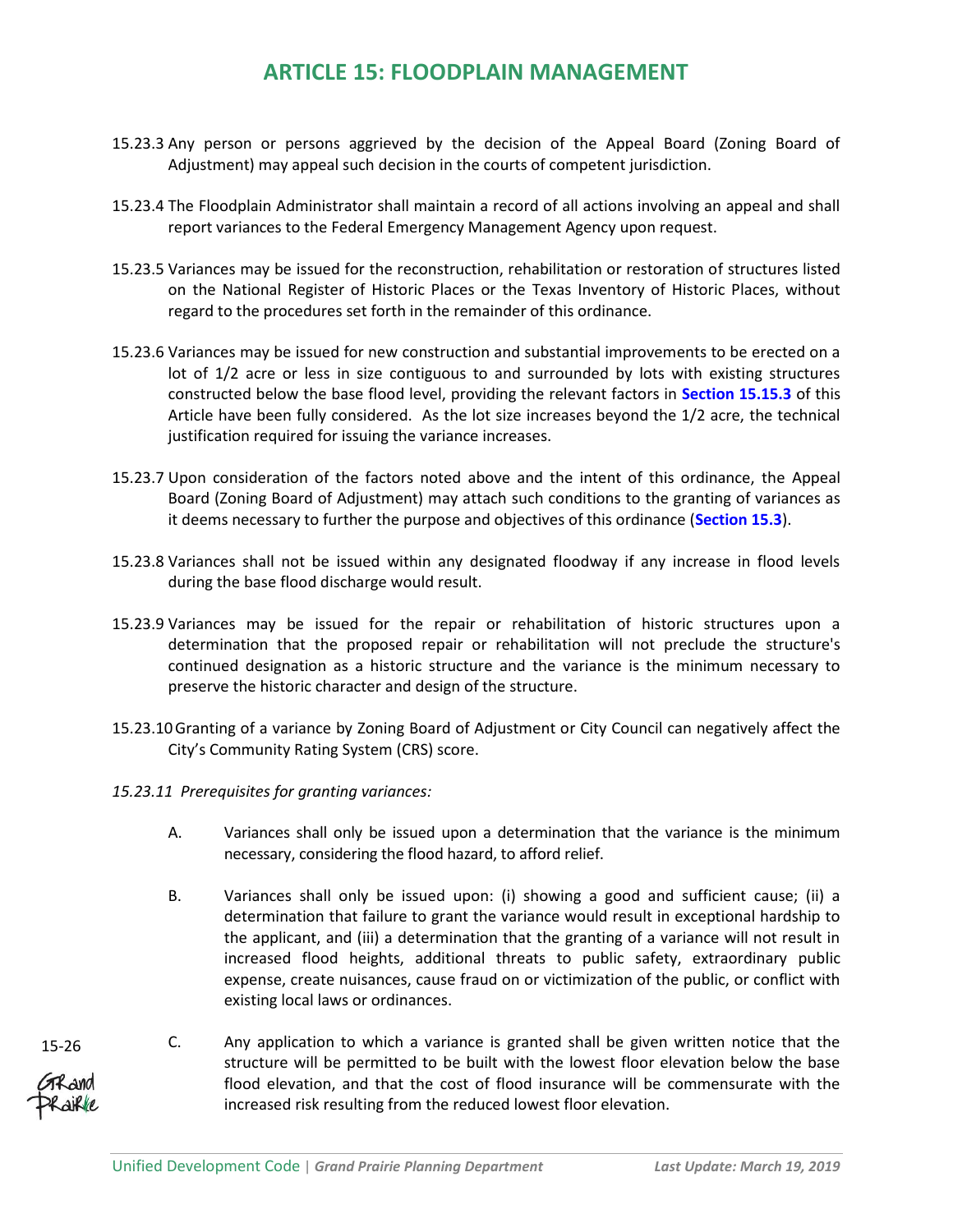15.23.3 Any person or persons aggrieved by the decision of the Appeal Board (Zoning Board of Adjustment) may appeal such decision in the courts of competent jurisdiction.

15.23.4 The Floodplain Administrator shall maintain a record of all actions involving an appeal and shall report variances to the Federal Emergency Management Agency upon request.

15.23.5 Variances may be issued for the reconstruction, rehabilitation or restoration of structures listed on the National Register of Historic Places or the Texas Inventory of Historic Places, without regard to the procedures set forth in the remainder of this ordinance.

15.23.6 Variances may be issued for new construction and substantial improvements to be erected on a lot of 1/2 acre or less in size contiguous to and surrounded by lots with existing structures constructed below the base flood level, providing the relevant factors in **Section 15.15.3** of this Article have been fully considered. As the lot size increases beyond the 1/2 acre, the technical justification required for issuing the variance increases.

15.23.7 Upon consideration of the factors noted above and the intent of this ordinance, the Appeal Board (Zoning Board of Adjustment) may attach such conditions to the granting of variances as it deems necessary to further the purpose and objectives of this ordinance (**Section 15.3**).

15.23.8 Variances shall not be issued within any designated floodway if any increase in flood levels during the base flood discharge would result.

15.23.9 Variances may be issued for the repair or rehabilitation of historic structures upon a determination that the proposed repair or rehabilitation will not preclude the structure's continued designation as a historic structure and the variance is the minimum necessary to preserve the historic character and design of the structure.

15.23.10 Granting of a variance by Zoning Board of Adjustment or City Council can negatively affect the City's Community Rating System (CRS) score.

*15.23.11 Prerequisites for granting variances:*

A. Variances shall only be issued upon a determination that the variance is the minimum necessary, considering the flood hazard, to afford relief.

B. Variances shall only be issued upon: (i) showing a good and sufficient cause; (ii) a determination that failure to grant the variance would result in exceptional hardship to the applicant, and (iii) a determination that the granting of a variance will not result in increased flood heights, additional threats to public safety, extraordinary public expense, create nuisances, cause fraud on or victimization of the public, or conflict with existing local laws or ordinances.

C. Any application to which a variance is granted shall be given written notice that the structure will be permitted to be built with the lowest floor elevation below the base flood elevation, and that the cost of flood insurance will be commensurate with the increased risk resulting from the reduced lowest floor elevation.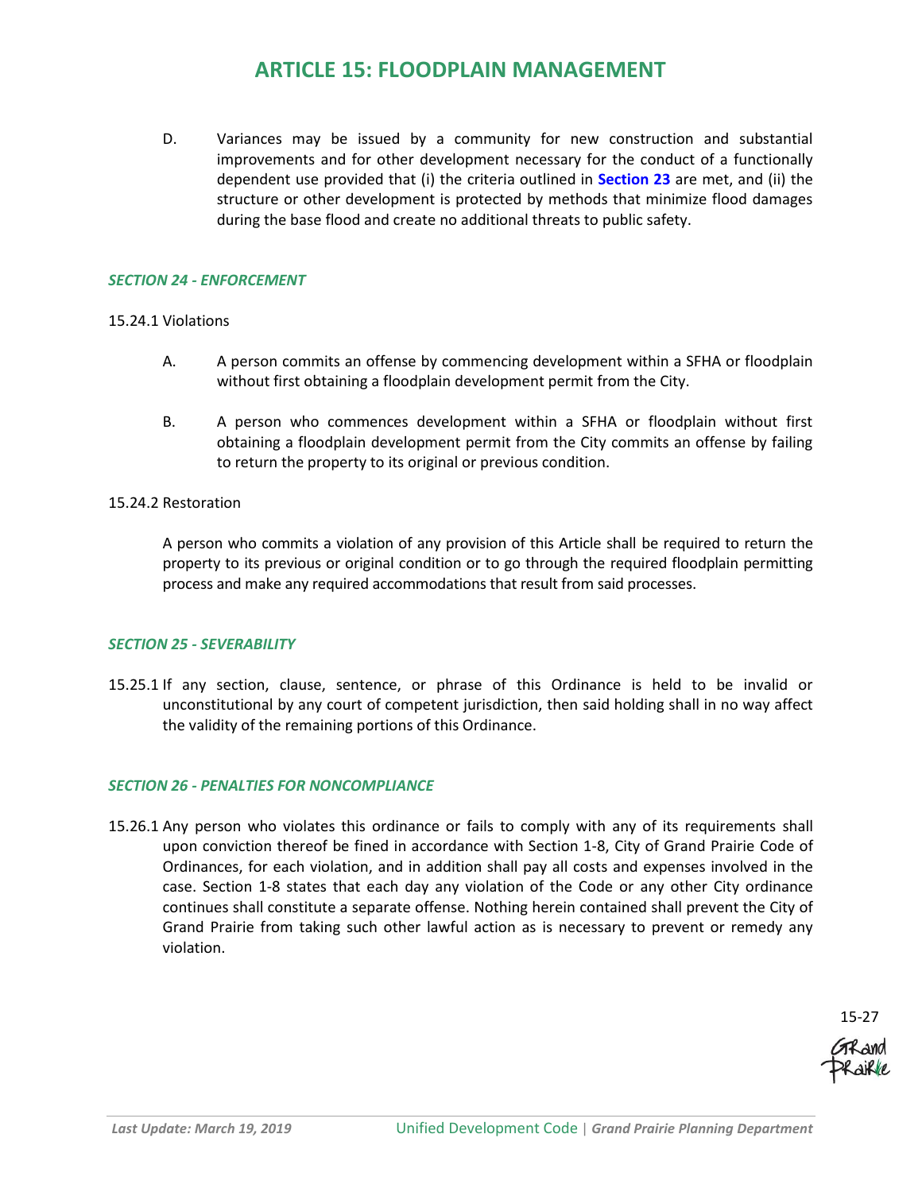D. Variances may be issued by a community for new construction and substantial improvements and for other development necessary for the conduct of a functionally dependent use provided that (i) the criteria outlined in **Section 23** are met, and (ii) the structure or other development is protected by methods that minimize flood damages during the base flood and create no additional threats to public safety.

### *SECTION 24 - ENFORCEMENT*

15.24.1 Violations

A. A person commits an offense by commencing development within a SFHA or floodplain without first obtaining a floodplain development permit from the City.

B. A person who commences development within a SFHA or floodplain without first obtaining a floodplain development permit from the City commits an offense by failing to return the property to its original or previous condition.

15.24.2 Restoration

A person who commits a violation of any provision of this Article shall be required to return the property to its previous or original condition or to go through the required floodplain permitting process and make any required accommodations that result from said processes.

### *SECTION 25 - SEVERABILITY*

15.25.1 If any section, clause, sentence, or phrase of this Ordinance is held to be invalid or unconstitutional by any court of competent jurisdiction, then said holding shall in no way affect the validity of the remaining portions of this Ordinance.

### *SECTION 26 - PENALTIES FOR NONCOMPLIANCE*

15.26.1 Any person who violates this ordinance or fails to comply with any of its requirements shall upon conviction thereof be fined in accordance with Section 1-8, City of Grand Prairie Code of Ordinances, for each violation, and in addition shall pay all costs and expenses involved in the case. Section 1-8 states that each day any violation of the Code or any other City ordinance continues shall constitute a separate offense. Nothing herein contained shall prevent the City of Grand Prairie from taking such other lawful action as is necessary to prevent or remedy any violation.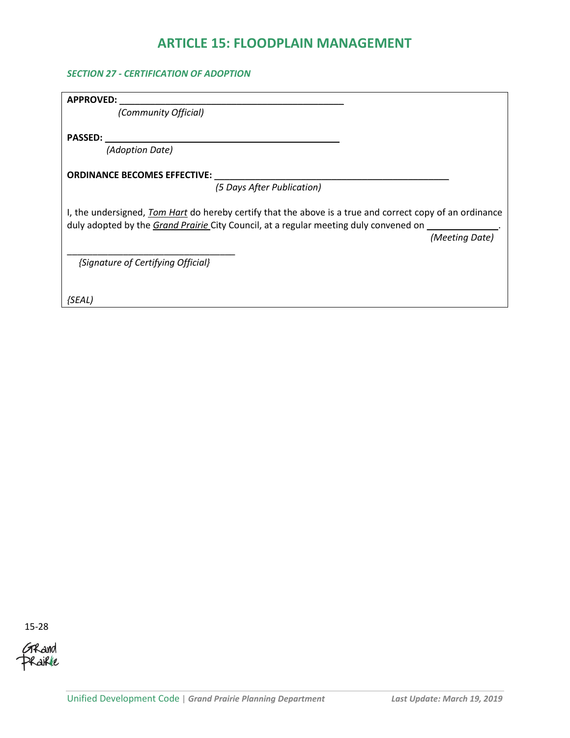# ARTICLE 15: FLOODPLAIN MANAGEMENT

### *SECTION 27 - CERTIFICATION OF ADOPTION*

**APPROVED:** ____________________________________________
*(Community Official)*

**PASSED:** ____________________________________________
*(Adoption Date)*

**ORDINANCE BECOMES EFFECTIVE:** ____________________________________________
*(5 Days After Publication)*

I, the undersigned, *Tom Hart* do hereby certify that the above is a true and correct copy of an ordinance duly adopted by the *Grand Prairie* City Council, at a regular meeting duly convened on ______________.
*(Meeting Date)*

_________________________________
*{Signature of Certifying Official}*

*{SEAL)*